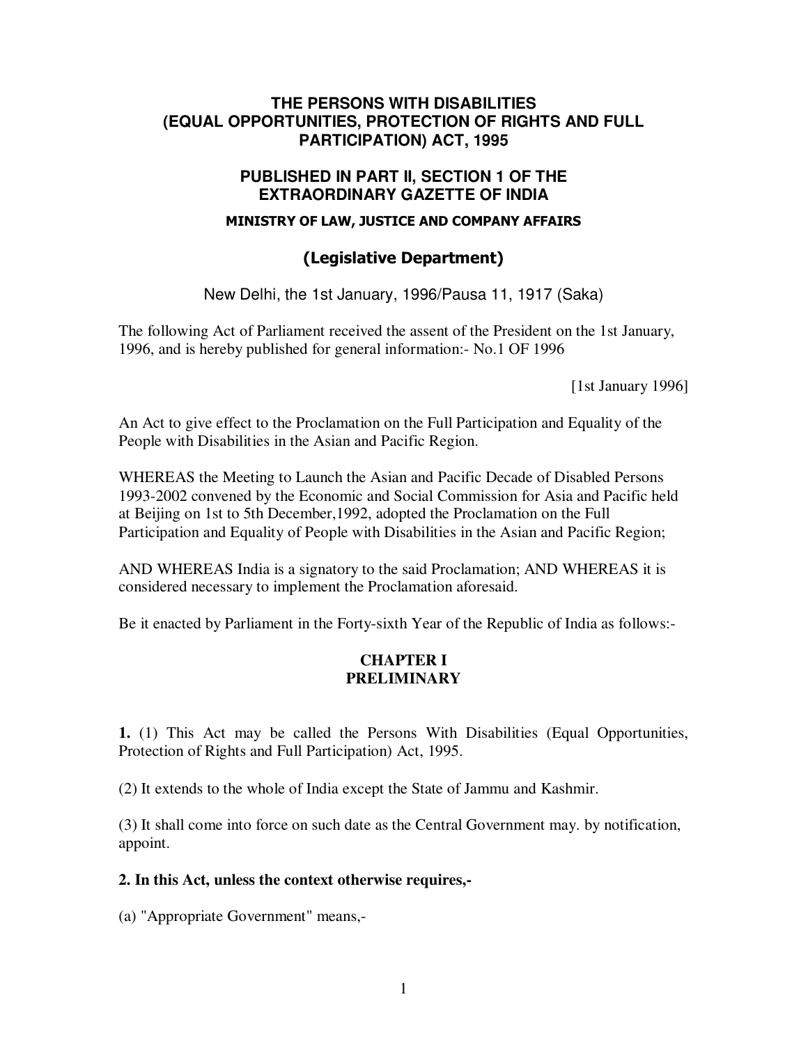# THE PERSONS WITH DISABILITIES (EQUAL OPPORTUNITIES, PROTECTION OF RIGHTS AND FULL PARTICIPATION) ACT, 1995

## PUBLISHED IN PART II, SECTION 1 OF THE EXTRAORDINARY GAZETTE OF INDIA

### MINISTRY OF LAW, JUSTICE AND COMPANY AFFAIRS

### (Legislative Department)

New Delhi, the 1st January, 1996/Pausa 11, 1917 (Saka)

The following Act of Parliament received the assent of the President on the 1st January, 1996, and is hereby published for general information:- No.1 OF 1996

[1st January 1996]

An Act to give effect to the Proclamation on the Full Participation and Equality of the People with Disabilities in the Asian and Pacific Region.

WHEREAS the Meeting to Launch the Asian and Pacific Decade of Disabled Persons 1993-2002 convened by the Economic and Social Commission for Asia and Pacific held at Beijing on 1st to 5th December,1992, adopted the Proclamation on the Full Participation and Equality of People with Disabilities in the Asian and Pacific Region;

AND WHEREAS India is a signatory to the said Proclamation; AND WHEREAS it is considered necessary to implement the Proclamation aforesaid.

Be it enacted by Parliament in the Forty-sixth Year of the Republic of India as follows:-

## CHAPTER I
## PRELIMINARY

**1.** (1) This Act may be called the Persons With Disabilities (Equal Opportunities, Protection of Rights and Full Participation) Act, 1995.

(2) It extends to the whole of India except the State of Jammu and Kashmir.

(3) It shall come into force on such date as the Central Government may. by notification, appoint.

**2. In this Act, unless the context otherwise requires,-**

(a) "Appropriate Government" means,-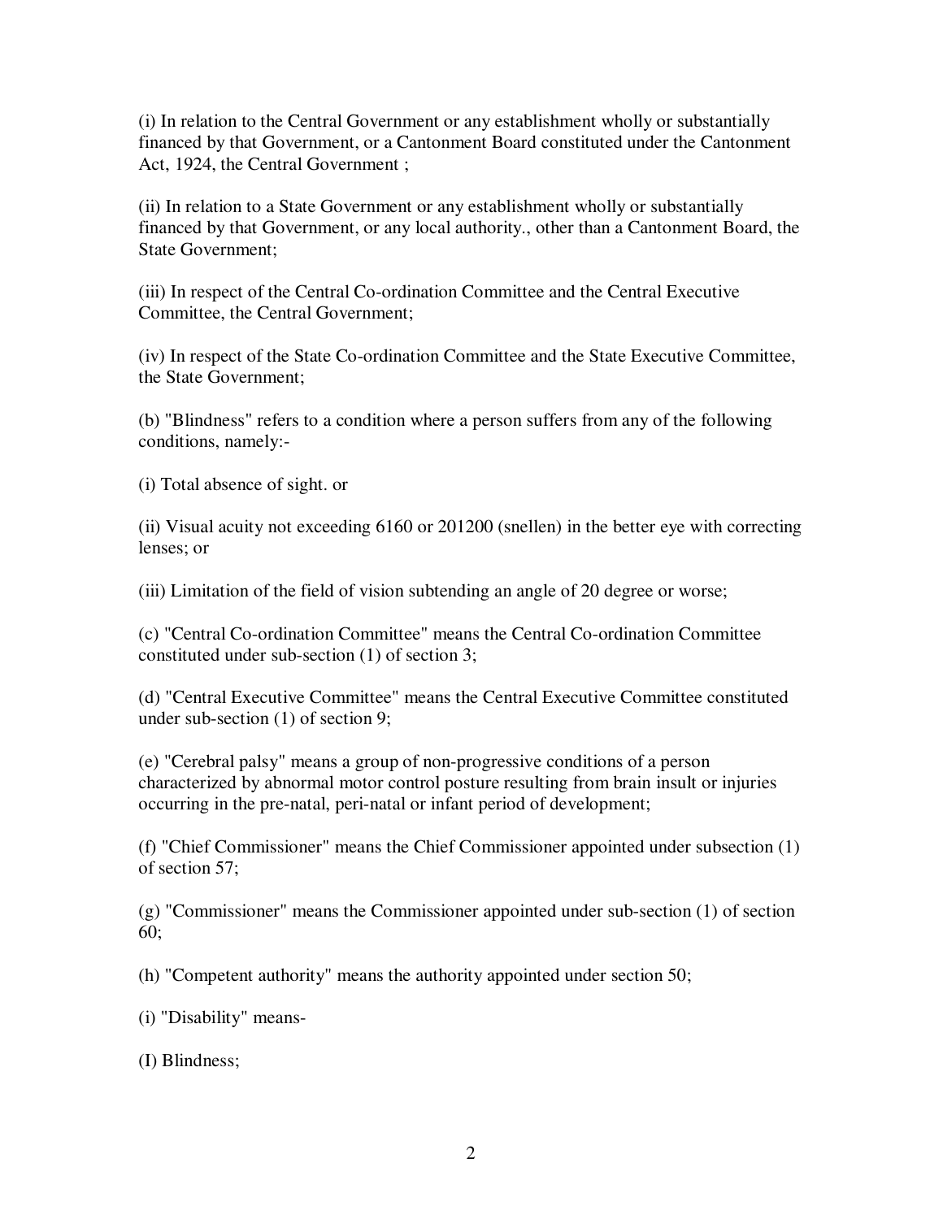(i) In relation to the Central Government or any establishment wholly or substantially financed by that Government, or a Cantonment Board constituted under the Cantonment Act, 1924, the Central Government ;

(ii) In relation to a State Government or any establishment wholly or substantially financed by that Government, or any local authority., other than a Cantonment Board, the State Government;

(iii) In respect of the Central Co-ordination Committee and the Central Executive Committee, the Central Government;

(iv) In respect of the State Co-ordination Committee and the State Executive Committee, the State Government;

(b) "Blindness" refers to a condition where a person suffers from any of the following conditions, namely:-

(i) Total absence of sight. or

(ii) Visual acuity not exceeding 6160 or 201200 (snellen) in the better eye with correcting lenses; or

(iii) Limitation of the field of vision subtending an angle of 20 degree or worse;

(c) "Central Co-ordination Committee" means the Central Co-ordination Committee constituted under sub-section (1) of section 3;

(d) "Central Executive Committee" means the Central Executive Committee constituted under sub-section (1) of section 9;

(e) "Cerebral palsy" means a group of non-progressive conditions of a person characterized by abnormal motor control posture resulting from brain insult or injuries occurring in the pre-natal, peri-natal or infant period of development;

(f) "Chief Commissioner" means the Chief Commissioner appointed under subsection (1) of section 57;

(g) "Commissioner" means the Commissioner appointed under sub-section (1) of section 60;

(h) "Competent authority" means the authority appointed under section 50;

(i) "Disability" means-

(I) Blindness;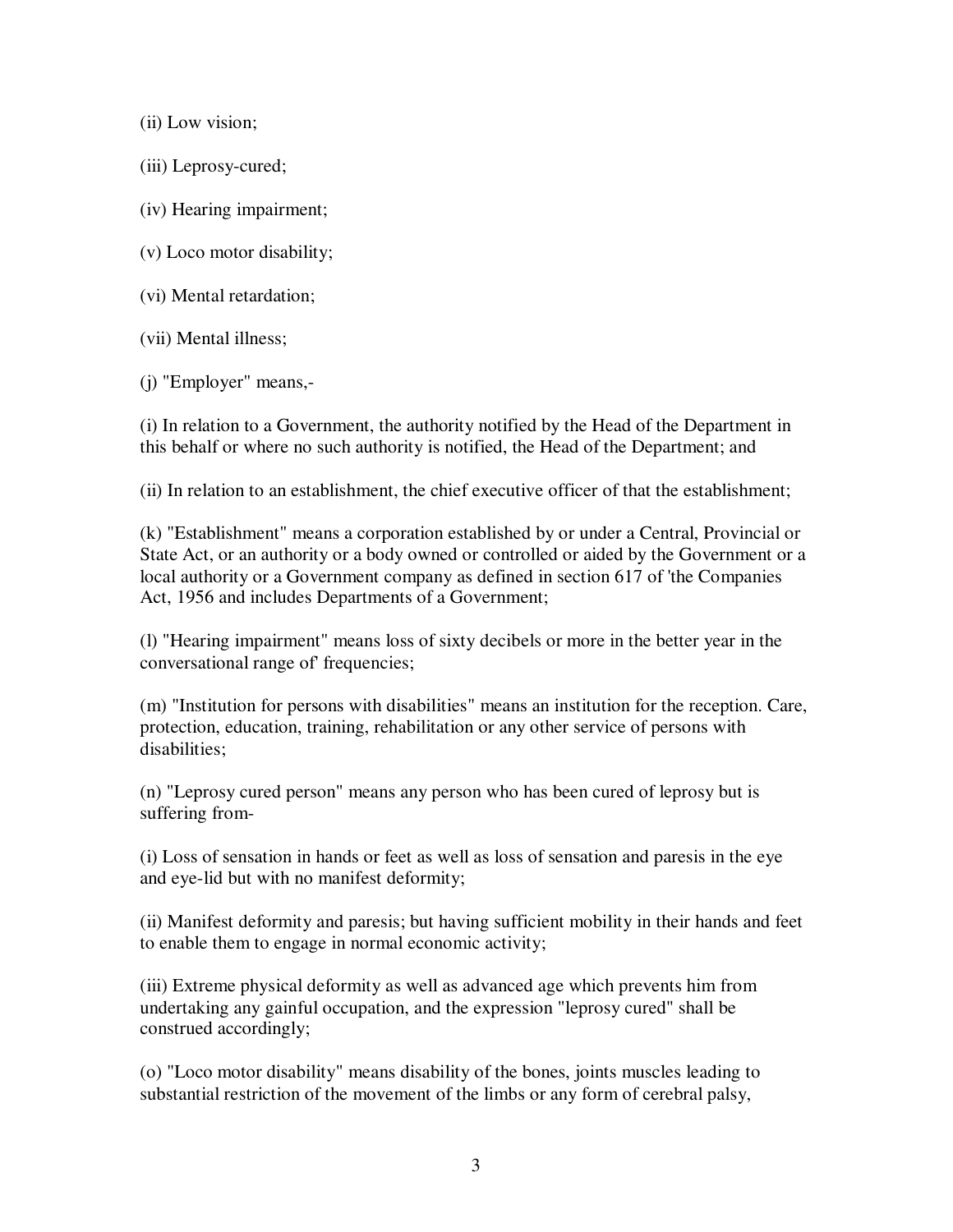(ii) Low vision;

(iii) Leprosy-cured;

(iv) Hearing impairment;

(v) Loco motor disability;

(vi) Mental retardation;

(vii) Mental illness;

(j) "Employer" means,-

(i) In relation to a Government, the authority notified by the Head of the Department in this behalf or where no such authority is notified, the Head of the Department; and

(ii) In relation to an establishment, the chief executive officer of that the establishment;

(k) "Establishment" means a corporation established by or under a Central, Provincial or State Act, or an authority or a body owned or controlled or aided by the Government or a local authority or a Government company as defined in section 617 of 'the Companies Act, 1956 and includes Departments of a Government;

(l) "Hearing impairment" means loss of sixty decibels or more in the better year in the conversational range of' frequencies;

(m) "Institution for persons with disabilities" means an institution for the reception. Care, protection, education, training, rehabilitation or any other service of persons with disabilities;

(n) "Leprosy cured person" means any person who has been cured of leprosy but is suffering from-

(i) Loss of sensation in hands or feet as well as loss of sensation and paresis in the eye and eye-lid but with no manifest deformity;

(ii) Manifest deformity and paresis; but having sufficient mobility in their hands and feet to enable them to engage in normal economic activity;

(iii) Extreme physical deformity as well as advanced age which prevents him from undertaking any gainful occupation, and the expression "leprosy cured" shall be construed accordingly;

(o) "Loco motor disability" means disability of the bones, joints muscles leading to substantial restriction of the movement of the limbs or any form of cerebral palsy,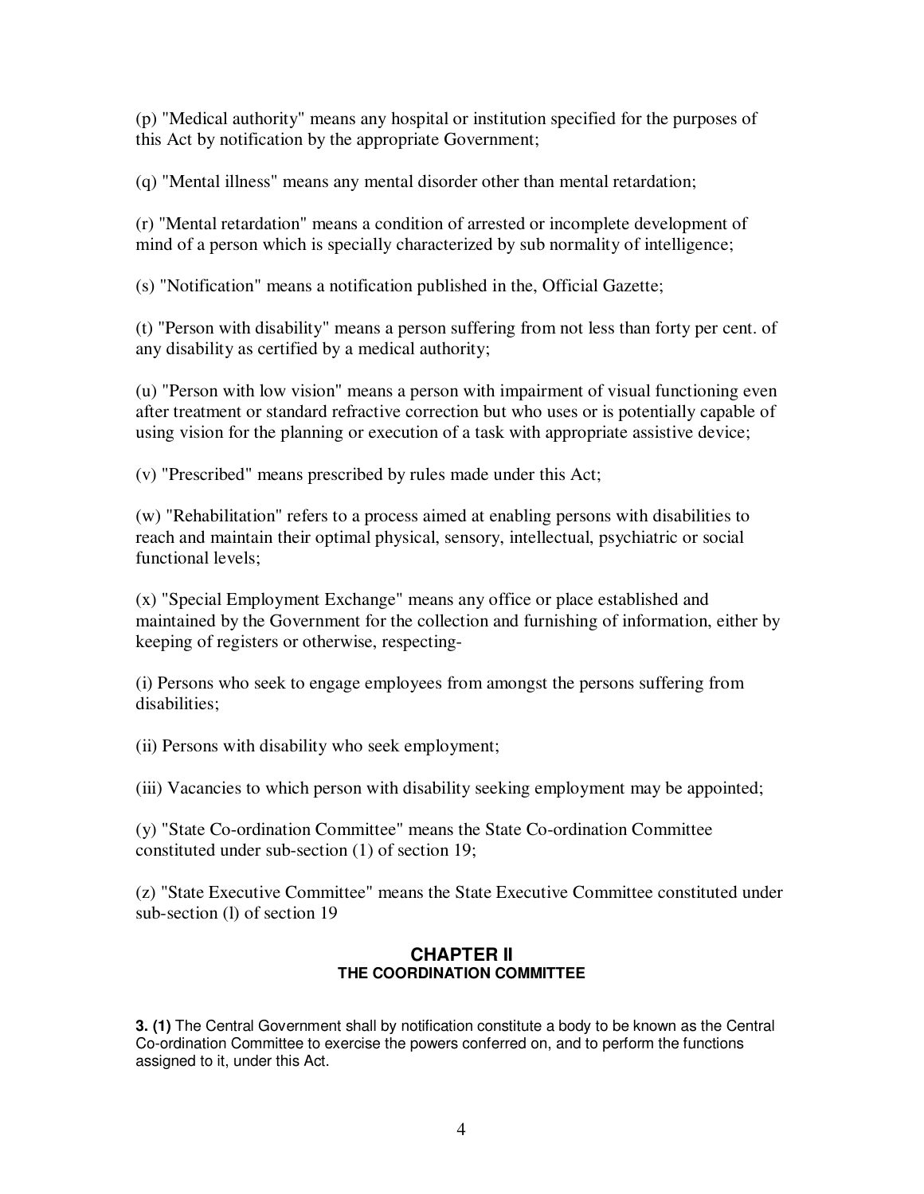(p) "Medical authority" means any hospital or institution specified for the purposes of this Act by notification by the appropriate Government;

(q) "Mental illness" means any mental disorder other than mental retardation;

(r) "Mental retardation" means a condition of arrested or incomplete development of mind of a person which is specially characterized by sub normality of intelligence;

(s) "Notification" means a notification published in the, Official Gazette;

(t) "Person with disability" means a person suffering from not less than forty per cent. of any disability as certified by a medical authority;

(u) "Person with low vision" means a person with impairment of visual functioning even after treatment or standard refractive correction but who uses or is potentially capable of using vision for the planning or execution of a task with appropriate assistive device;

(v) "Prescribed" means prescribed by rules made under this Act;

(w) "Rehabilitation" refers to a process aimed at enabling persons with disabilities to reach and maintain their optimal physical, sensory, intellectual, psychiatric or social functional levels;

(x) "Special Employment Exchange" means any office or place established and maintained by the Government for the collection and furnishing of information, either by keeping of registers or otherwise, respecting-

(i) Persons who seek to engage employees from amongst the persons suffering from disabilities;

(ii) Persons with disability who seek employment;

(iii) Vacancies to which person with disability seeking employment may be appointed;

(y) "State Co-ordination Committee" means the State Co-ordination Committee constituted under sub-section (1) of section 19;

(z) "State Executive Committee" means the State Executive Committee constituted under sub-section (l) of section 19

## CHAPTER II
### THE COORDINATION COMMITTEE

**3. (1)** The Central Government shall by notification constitute a body to be known as the Central Co-ordination Committee to exercise the powers conferred on, and to perform the functions assigned to it, under this Act.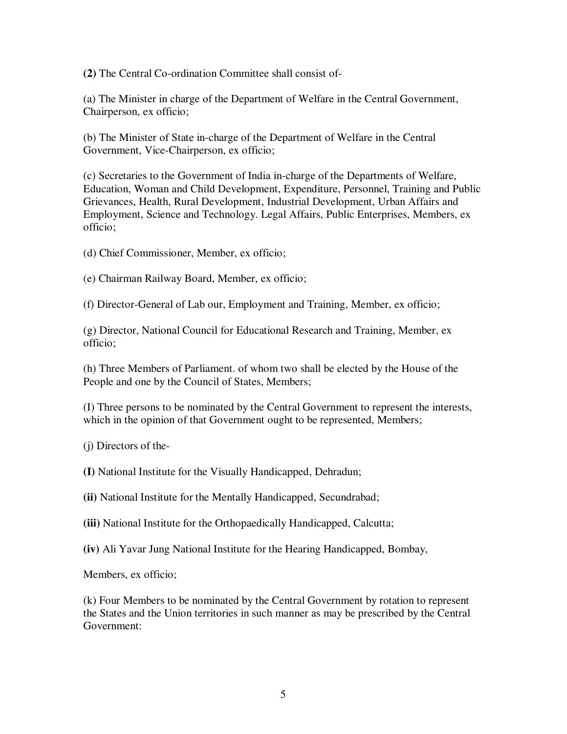**(2)** The Central Co-ordination Committee shall consist of-

(a) The Minister in charge of the Department of Welfare in the Central Government, Chairperson, ex officio;

(b) The Minister of State in-charge of the Department of Welfare in the Central Government, Vice-Chairperson, ex officio;

(c) Secretaries to the Government of India in-charge of the Departments of Welfare, Education, Woman and Child Development, Expenditure, Personnel, Training and Public Grievances, Health, Rural Development, Industrial Development, Urban Affairs and Employment, Science and Technology. Legal Affairs, Public Enterprises, Members, ex officio;

(d) Chief Commissioner, Member, ex officio;

(e) Chairman Railway Board, Member, ex officio;

(f) Director-General of Lab our, Employment and Training, Member, ex officio;

(g) Director, National Council for Educational Research and Training, Member, ex officio;

(h) Three Members of Parliament. of whom two shall be elected by the House of the People and one by the Council of States, Members;

(I) Three persons to be nominated by the Central Government to represent the interests, which in the opinion of that Government ought to be represented, Members;

(j) Directors of the-

**(I)** National Institute for the Visually Handicapped, Dehradun;

**(ii)** National Institute for the Mentally Handicapped, Secundrabad;

**(iii)** National Institute for the Orthopaedically Handicapped, Calcutta;

**(iv)** Ali Yavar Jung National Institute for the Hearing Handicapped, Bombay,

Members, ex officio;

(k) Four Members to be nominated by the Central Government by rotation to represent the States and the Union territories in such manner as may be prescribed by the Central Government: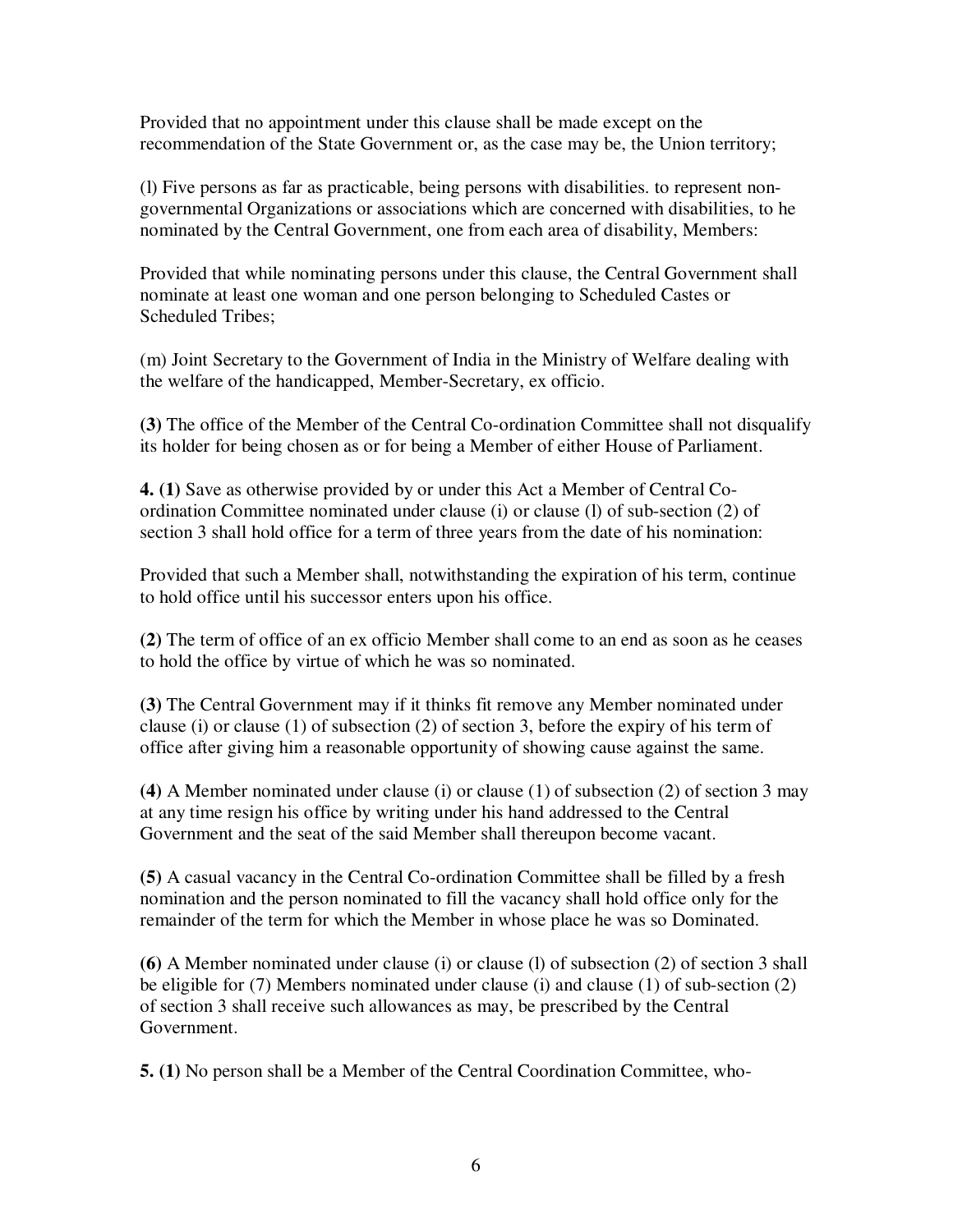Provided that no appointment under this clause shall be made except on the recommendation of the State Government or, as the case may be, the Union territory;

(l) Five persons as far as practicable, being persons with disabilities. to represent non-governmental Organizations or associations which are concerned with disabilities, to he nominated by the Central Government, one from each area of disability, Members:

Provided that while nominating persons under this clause, the Central Government shall nominate at least one woman and one person belonging to Scheduled Castes or Scheduled Tribes;

(m) Joint Secretary to the Government of India in the Ministry of Welfare dealing with the welfare of the handicapped, Member-Secretary, ex officio.

**(3)** The office of the Member of the Central Co-ordination Committee shall not disqualify its holder for being chosen as or for being a Member of either House of Parliament.

**4. (1)** Save as otherwise provided by or under this Act a Member of Central Co-ordination Committee nominated under clause (i) or clause (l) of sub-section (2) of section 3 shall hold office for a term of three years from the date of his nomination:

Provided that such a Member shall, notwithstanding the expiration of his term, continue to hold office until his successor enters upon his office.

**(2)** The term of office of an ex officio Member shall come to an end as soon as he ceases to hold the office by virtue of which he was so nominated.

**(3)** The Central Government may if it thinks fit remove any Member nominated under clause (i) or clause (1) of subsection (2) of section 3, before the expiry of his term of office after giving him a reasonable opportunity of showing cause against the same.

**(4)** A Member nominated under clause (i) or clause (1) of subsection (2) of section 3 may at any time resign his office by writing under his hand addressed to the Central Government and the seat of the said Member shall thereupon become vacant.

**(5)** A casual vacancy in the Central Co-ordination Committee shall be filled by a fresh nomination and the person nominated to fill the vacancy shall hold office only for the remainder of the term for which the Member in whose place he was so Dominated.

**(6)** A Member nominated under clause (i) or clause (l) of subsection (2) of section 3 shall be eligible for (7) Members nominated under clause (i) and clause (1) of sub-section (2) of section 3 shall receive such allowances as may, be prescribed by the Central Government.

**5. (1)** No person shall be a Member of the Central Coordination Committee, who-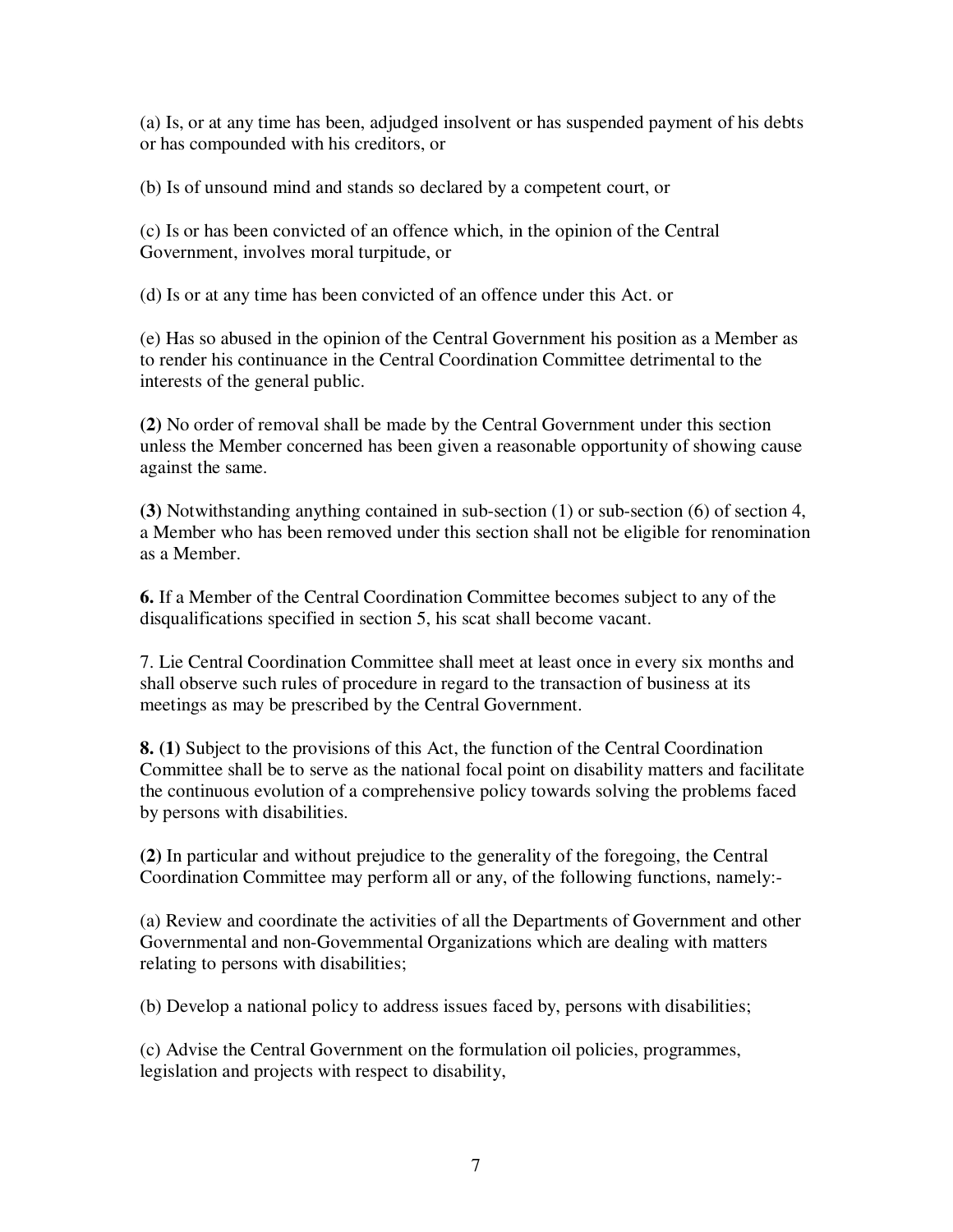(a) Is, or at any time has been, adjudged insolvent or has suspended payment of his debts or has compounded with his creditors, or

(b) Is of unsound mind and stands so declared by a competent court, or

(c) Is or has been convicted of an offence which, in the opinion of the Central Government, involves moral turpitude, or

(d) Is or at any time has been convicted of an offence under this Act. or

(e) Has so abused in the opinion of the Central Government his position as a Member as to render his continuance in the Central Coordination Committee detrimental to the interests of the general public.

**(2)** No order of removal shall be made by the Central Government under this section unless the Member concerned has been given a reasonable opportunity of showing cause against the same.

**(3)** Notwithstanding anything contained in sub-section (1) or sub-section (6) of section 4, a Member who has been removed under this section shall not be eligible for renomination as a Member.

**6.** If a Member of the Central Coordination Committee becomes subject to any of the disqualifications specified in section 5, his scat shall become vacant.

7. Lie Central Coordination Committee shall meet at least once in every six months and shall observe such rules of procedure in regard to the transaction of business at its meetings as may be prescribed by the Central Government.

**8. (1)** Subject to the provisions of this Act, the function of the Central Coordination Committee shall be to serve as the national focal point on disability matters and facilitate the continuous evolution of a comprehensive policy towards solving the problems faced by persons with disabilities.

**(2)** In particular and without prejudice to the generality of the foregoing, the Central Coordination Committee may perform all or any, of the following functions, namely:-

(a) Review and coordinate the activities of all the Departments of Government and other Governmental and non-Govemmental Organizations which are dealing with matters relating to persons with disabilities;

(b) Develop a national policy to address issues faced by, persons with disabilities;

(c) Advise the Central Government on the formulation oil policies, programmes, legislation and projects with respect to disability,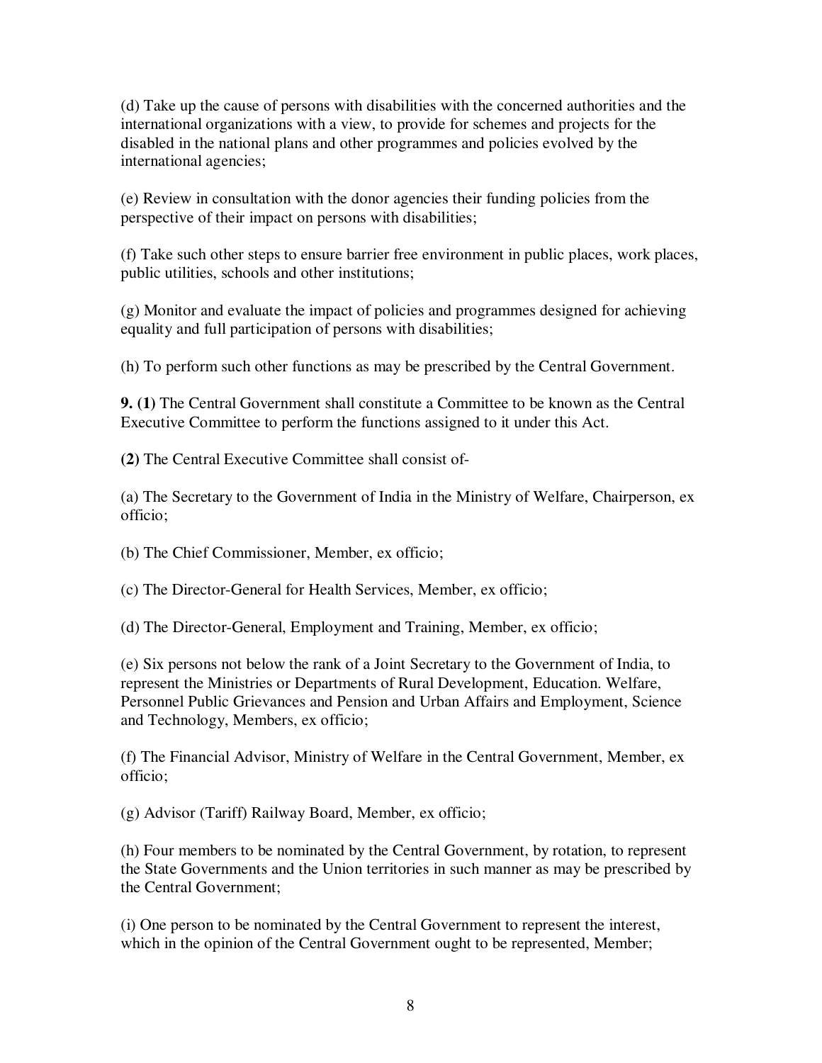(d) Take up the cause of persons with disabilities with the concerned authorities and the international organizations with a view, to provide for schemes and projects for the disabled in the national plans and other programmes and policies evolved by the international agencies;

(e) Review in consultation with the donor agencies their funding policies from the perspective of their impact on persons with disabilities;

(f) Take such other steps to ensure barrier free environment in public places, work places, public utilities, schools and other institutions;

(g) Monitor and evaluate the impact of policies and programmes designed for achieving equality and full participation of persons with disabilities;

(h) To perform such other functions as may be prescribed by the Central Government.

**9. (1)** The Central Government shall constitute a Committee to be known as the Central Executive Committee to perform the functions assigned to it under this Act.

**(2)** The Central Executive Committee shall consist of-

(a) The Secretary to the Government of India in the Ministry of Welfare, Chairperson, ex officio;

(b) The Chief Commissioner, Member, ex officio;

(c) The Director-General for Health Services, Member, ex officio;

(d) The Director-General, Employment and Training, Member, ex officio;

(e) Six persons not below the rank of a Joint Secretary to the Government of India, to represent the Ministries or Departments of Rural Development, Education. Welfare, Personnel Public Grievances and Pension and Urban Affairs and Employment, Science and Technology, Members, ex officio;

(f) The Financial Advisor, Ministry of Welfare in the Central Government, Member, ex officio;

(g) Advisor (Tariff) Railway Board, Member, ex officio;

(h) Four members to be nominated by the Central Government, by rotation, to represent the State Governments and the Union territories in such manner as may be prescribed by the Central Government;

(i) One person to be nominated by the Central Government to represent the interest, which in the opinion of the Central Government ought to be represented, Member;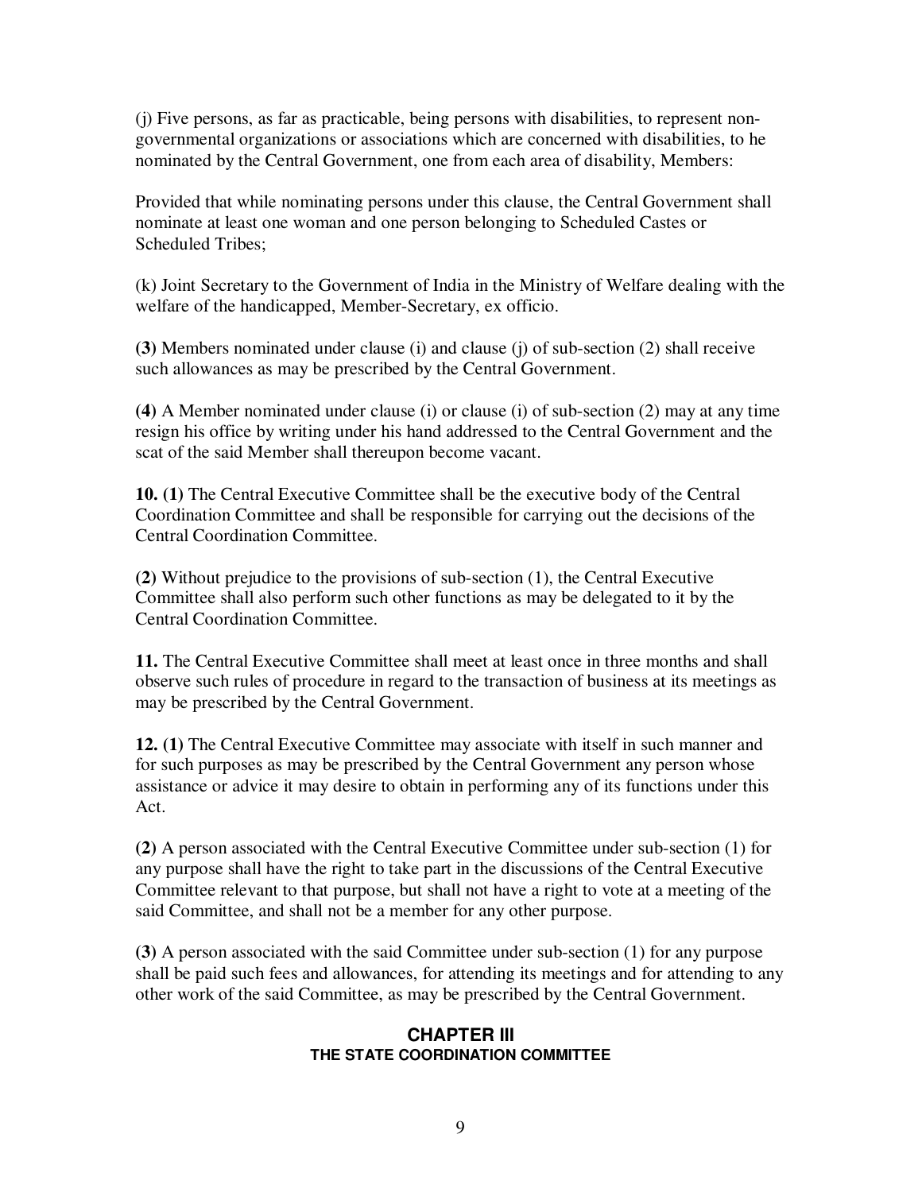(j) Five persons, as far as practicable, being persons with disabilities, to represent non-governmental organizations or associations which are concerned with disabilities, to he nominated by the Central Government, one from each area of disability, Members:

Provided that while nominating persons under this clause, the Central Government shall nominate at least one woman and one person belonging to Scheduled Castes or Scheduled Tribes;

(k) Joint Secretary to the Government of India in the Ministry of Welfare dealing with the welfare of the handicapped, Member-Secretary, ex officio.

**(3)** Members nominated under clause (i) and clause (j) of sub-section (2) shall receive such allowances as may be prescribed by the Central Government.

**(4)** A Member nominated under clause (i) or clause (i) of sub-section (2) may at any time resign his office by writing under his hand addressed to the Central Government and the scat of the said Member shall thereupon become vacant.

**10. (1)** The Central Executive Committee shall be the executive body of the Central Coordination Committee and shall be responsible for carrying out the decisions of the Central Coordination Committee.

**(2)** Without prejudice to the provisions of sub-section (1), the Central Executive Committee shall also perform such other functions as may be delegated to it by the Central Coordination Committee.

**11.** The Central Executive Committee shall meet at least once in three months and shall observe such rules of procedure in regard to the transaction of business at its meetings as may be prescribed by the Central Government.

**12. (1)** The Central Executive Committee may associate with itself in such manner and for such purposes as may be prescribed by the Central Government any person whose assistance or advice it may desire to obtain in performing any of its functions under this Act.

**(2)** A person associated with the Central Executive Committee under sub-section (1) for any purpose shall have the right to take part in the discussions of the Central Executive Committee relevant to that purpose, but shall not have a right to vote at a meeting of the said Committee, and shall not be a member for any other purpose.

**(3)** A person associated with the said Committee under sub-section (1) for any purpose shall be paid such fees and allowances, for attending its meetings and for attending to any other work of the said Committee, as may be prescribed by the Central Government.

## CHAPTER III
### THE STATE COORDINATION COMMITTEE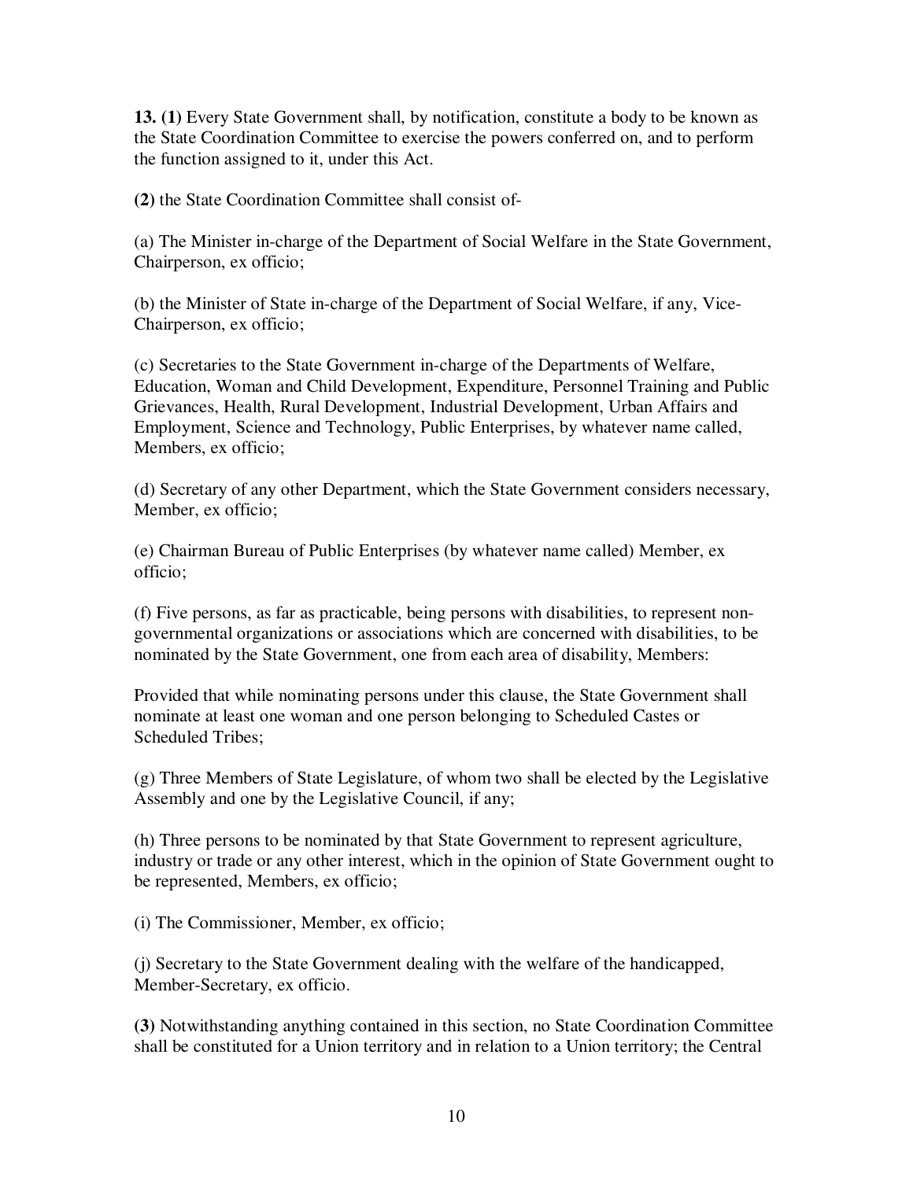**13. (1)** Every State Government shall, by notification, constitute a body to be known as the State Coordination Committee to exercise the powers conferred on, and to perform the function assigned to it, under this Act.

**(2)** the State Coordination Committee shall consist of-

(a) The Minister in-charge of the Department of Social Welfare in the State Government, Chairperson, ex officio;

(b) the Minister of State in-charge of the Department of Social Welfare, if any, Vice-Chairperson, ex officio;

(c) Secretaries to the State Government in-charge of the Departments of Welfare, Education, Woman and Child Development, Expenditure, Personnel Training and Public Grievances, Health, Rural Development, Industrial Development, Urban Affairs and Employment, Science and Technology, Public Enterprises, by whatever name called, Members, ex officio;

(d) Secretary of any other Department, which the State Government considers necessary, Member, ex officio;

(e) Chairman Bureau of Public Enterprises (by whatever name called) Member, ex officio;

(f) Five persons, as far as practicable, being persons with disabilities, to represent non-governmental organizations or associations which are concerned with disabilities, to be nominated by the State Government, one from each area of disability, Members:

Provided that while nominating persons under this clause, the State Government shall nominate at least one woman and one person belonging to Scheduled Castes or Scheduled Tribes;

(g) Three Members of State Legislature, of whom two shall be elected by the Legislative Assembly and one by the Legislative Council, if any;

(h) Three persons to be nominated by that State Government to represent agriculture, industry or trade or any other interest, which in the opinion of State Government ought to be represented, Members, ex officio;

(i) The Commissioner, Member, ex officio;

(j) Secretary to the State Government dealing with the welfare of the handicapped, Member-Secretary, ex officio.

**(3)** Notwithstanding anything contained in this section, no State Coordination Committee shall be constituted for a Union territory and in relation to a Union territory; the Central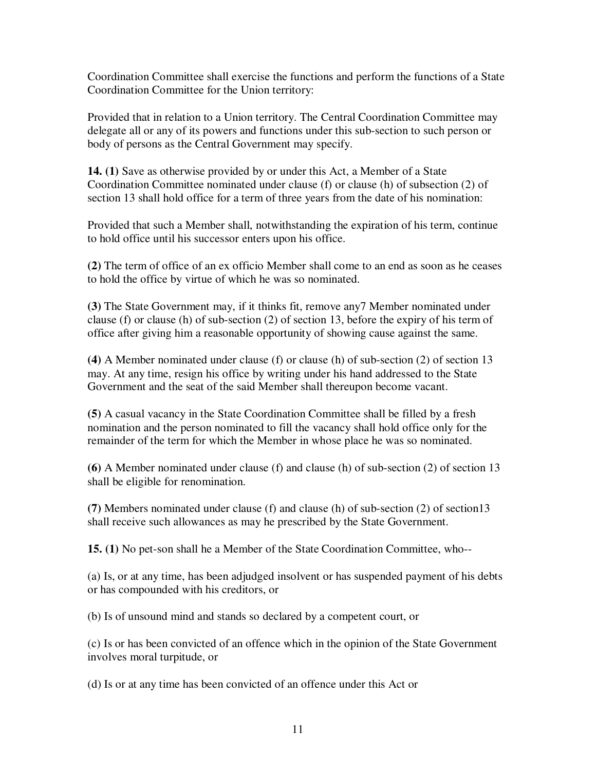Coordination Committee shall exercise the functions and perform the functions of a State Coordination Committee for the Union territory:

Provided that in relation to a Union territory. The Central Coordination Committee may delegate all or any of its powers and functions under this sub-section to such person or body of persons as the Central Government may specify.

**14. (1)** Save as otherwise provided by or under this Act, a Member of a State Coordination Committee nominated under clause (f) or clause (h) of subsection (2) of section 13 shall hold office for a term of three years from the date of his nomination:

Provided that such a Member shall, notwithstanding the expiration of his term, continue to hold office until his successor enters upon his office.

**(2)** The term of office of an ex officio Member shall come to an end as soon as he ceases to hold the office by virtue of which he was so nominated.

**(3)** The State Government may, if it thinks fit, remove any7 Member nominated under clause (f) or clause (h) of sub-section (2) of section 13, before the expiry of his term of office after giving him a reasonable opportunity of showing cause against the same.

**(4)** A Member nominated under clause (f) or clause (h) of sub-section (2) of section 13 may. At any time, resign his office by writing under his hand addressed to the State Government and the seat of the said Member shall thereupon become vacant.

**(5)** A casual vacancy in the State Coordination Committee shall be filled by a fresh nomination and the person nominated to fill the vacancy shall hold office only for the remainder of the term for which the Member in whose place he was so nominated.

**(6)** A Member nominated under clause (f) and clause (h) of sub-section (2) of section 13 shall be eligible for renomination.

**(7)** Members nominated under clause (f) and clause (h) of sub-section (2) of section13 shall receive such allowances as may he prescribed by the State Government.

**15. (1)** No pet-son shall he a Member of the State Coordination Committee, who--

(a) Is, or at any time, has been adjudged insolvent or has suspended payment of his debts or has compounded with his creditors, or

(b) Is of unsound mind and stands so declared by a competent court, or

(c) Is or has been convicted of an offence which in the opinion of the State Government involves moral turpitude, or

(d) Is or at any time has been convicted of an offence under this Act or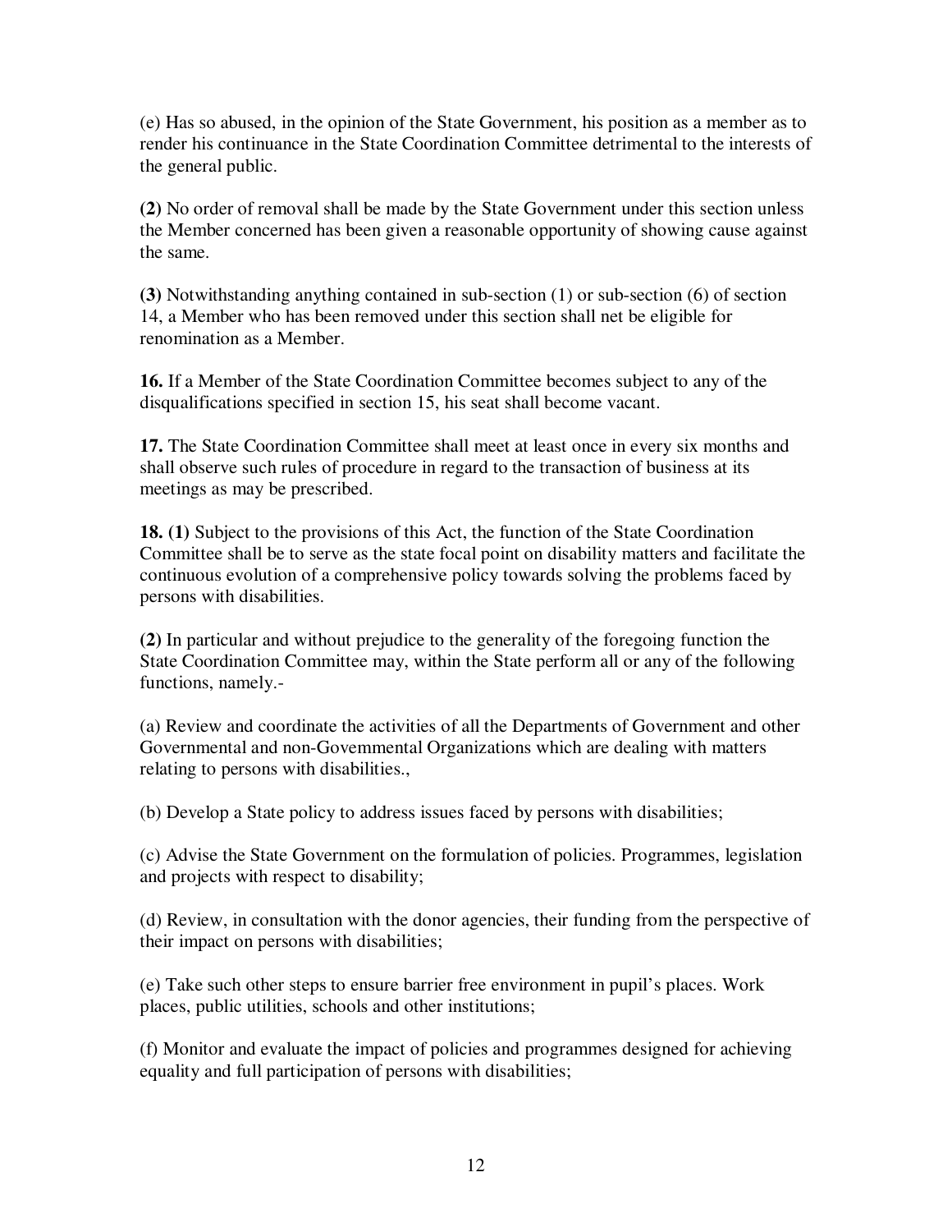(e) Has so abused, in the opinion of the State Government, his position as a member as to render his continuance in the State Coordination Committee detrimental to the interests of the general public.

**(2)** No order of removal shall be made by the State Government under this section unless the Member concerned has been given a reasonable opportunity of showing cause against the same.

**(3)** Notwithstanding anything contained in sub-section (1) or sub-section (6) of section 14, a Member who has been removed under this section shall net be eligible for renomination as a Member.

**16.** If a Member of the State Coordination Committee becomes subject to any of the disqualifications specified in section 15, his seat shall become vacant.

**17.** The State Coordination Committee shall meet at least once in every six months and shall observe such rules of procedure in regard to the transaction of business at its meetings as may be prescribed.

**18. (1)** Subject to the provisions of this Act, the function of the State Coordination Committee shall be to serve as the state focal point on disability matters and facilitate the continuous evolution of a comprehensive policy towards solving the problems faced by persons with disabilities.

**(2)** In particular and without prejudice to the generality of the foregoing function the State Coordination Committee may, within the State perform all or any of the following functions, namely.-

(a) Review and coordinate the activities of all the Departments of Government and other Governmental and non-Govemmental Organizations which are dealing with matters relating to persons with disabilities.,

(b) Develop a State policy to address issues faced by persons with disabilities;

(c) Advise the State Government on the formulation of policies. Programmes, legislation and projects with respect to disability;

(d) Review, in consultation with the donor agencies, their funding from the perspective of their impact on persons with disabilities;

(e) Take such other steps to ensure barrier free environment in pupil's places. Work places, public utilities, schools and other institutions;

(f) Monitor and evaluate the impact of policies and programmes designed for achieving equality and full participation of persons with disabilities;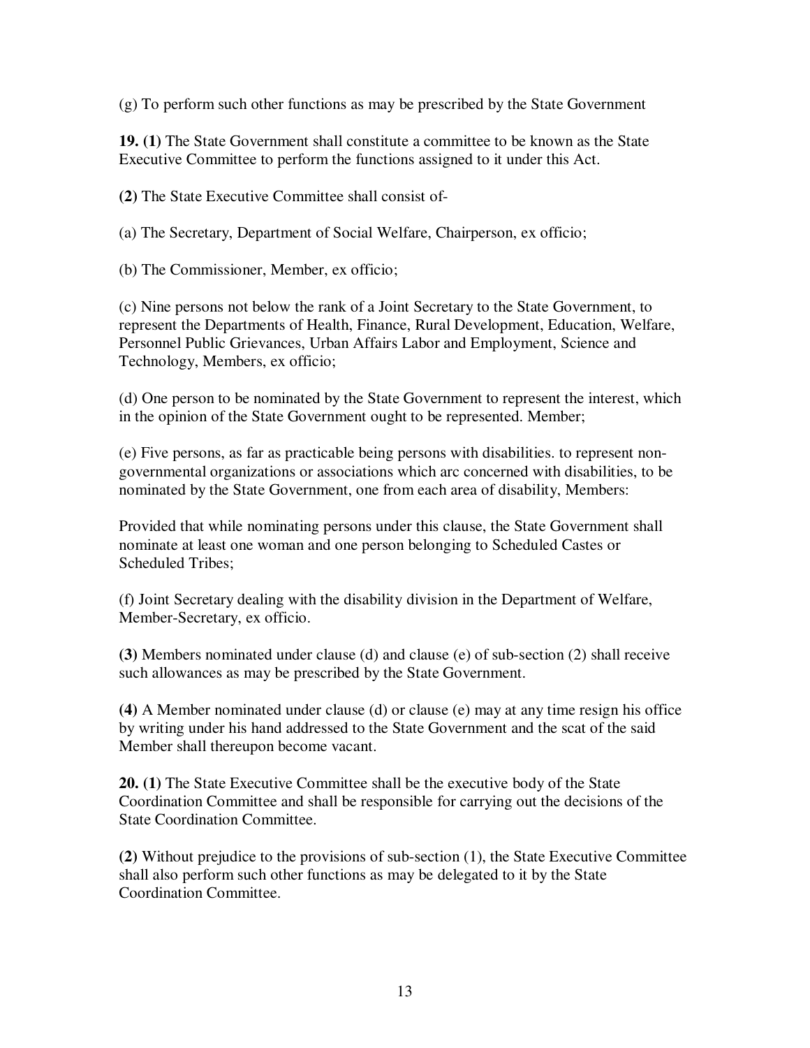(g) To perform such other functions as may be prescribed by the State Government

**19. (1)** The State Government shall constitute a committee to be known as the State Executive Committee to perform the functions assigned to it under this Act.

**(2)** The State Executive Committee shall consist of-

(a) The Secretary, Department of Social Welfare, Chairperson, ex officio;

(b) The Commissioner, Member, ex officio;

(c) Nine persons not below the rank of a Joint Secretary to the State Government, to represent the Departments of Health, Finance, Rural Development, Education, Welfare, Personnel Public Grievances, Urban Affairs Labor and Employment, Science and Technology, Members, ex officio;

(d) One person to be nominated by the State Government to represent the interest, which in the opinion of the State Government ought to be represented. Member;

(e) Five persons, as far as practicable being persons with disabilities. to represent non-governmental organizations or associations which arc concerned with disabilities, to be nominated by the State Government, one from each area of disability, Members:

Provided that while nominating persons under this clause, the State Government shall nominate at least one woman and one person belonging to Scheduled Castes or Scheduled Tribes;

(f) Joint Secretary dealing with the disability division in the Department of Welfare, Member-Secretary, ex officio.

**(3)** Members nominated under clause (d) and clause (e) of sub-section (2) shall receive such allowances as may be prescribed by the State Government.

**(4)** A Member nominated under clause (d) or clause (e) may at any time resign his office by writing under his hand addressed to the State Government and the scat of the said Member shall thereupon become vacant.

**20. (1)** The State Executive Committee shall be the executive body of the State Coordination Committee and shall be responsible for carrying out the decisions of the State Coordination Committee.

**(2)** Without prejudice to the provisions of sub-section (1), the State Executive Committee shall also perform such other functions as may be delegated to it by the State Coordination Committee.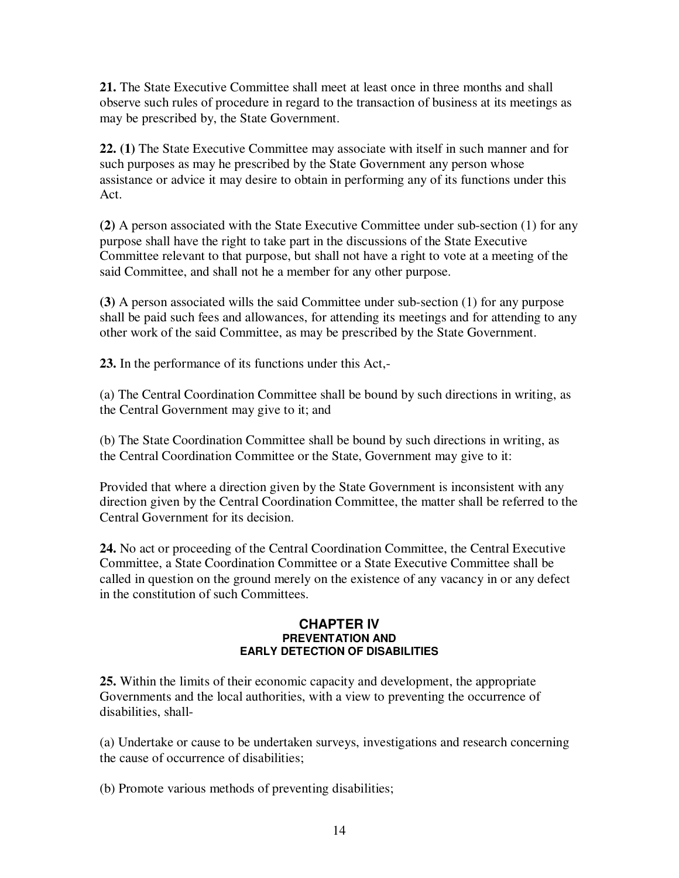**21.** The State Executive Committee shall meet at least once in three months and shall observe such rules of procedure in regard to the transaction of business at its meetings as may be prescribed by, the State Government.

**22. (1)** The State Executive Committee may associate with itself in such manner and for such purposes as may he prescribed by the State Government any person whose assistance or advice it may desire to obtain in performing any of its functions under this Act.

**(2)** A person associated with the State Executive Committee under sub-section (1) for any purpose shall have the right to take part in the discussions of the State Executive Committee relevant to that purpose, but shall not have a right to vote at a meeting of the said Committee, and shall not he a member for any other purpose.

**(3)** A person associated wills the said Committee under sub-section (1) for any purpose shall be paid such fees and allowances, for attending its meetings and for attending to any other work of the said Committee, as may be prescribed by the State Government.

**23.** In the performance of its functions under this Act,-

(a) The Central Coordination Committee shall be bound by such directions in writing, as the Central Government may give to it; and

(b) The State Coordination Committee shall be bound by such directions in writing, as the Central Coordination Committee or the State, Government may give to it:

Provided that where a direction given by the State Government is inconsistent with any direction given by the Central Coordination Committee, the matter shall be referred to the Central Government for its decision.

**24.** No act or proceeding of the Central Coordination Committee, the Central Executive Committee, a State Coordination Committee or a State Executive Committee shall be called in question on the ground merely on the existence of any vacancy in or any defect in the constitution of such Committees.

## CHAPTER IV
### PREVENTATION AND EARLY DETECTION OF DISABILITIES

**25.** Within the limits of their economic capacity and development, the appropriate Governments and the local authorities, with a view to preventing the occurrence of disabilities, shall-

(a) Undertake or cause to be undertaken surveys, investigations and research concerning the cause of occurrence of disabilities;

(b) Promote various methods of preventing disabilities;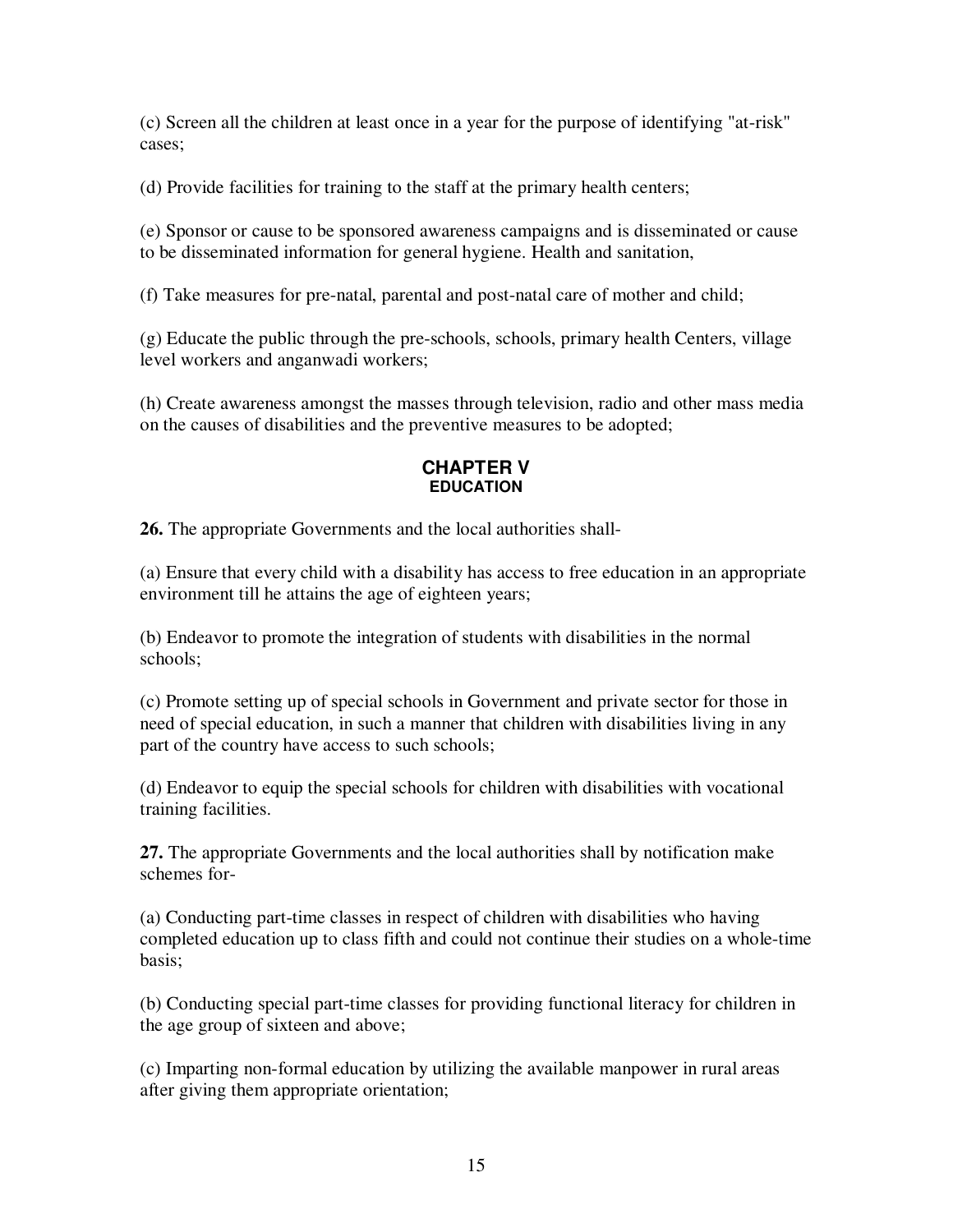(c) Screen all the children at least once in a year for the purpose of identifying "at-risk" cases;

(d) Provide facilities for training to the staff at the primary health centers;

(e) Sponsor or cause to be sponsored awareness campaigns and is disseminated or cause to be disseminated information for general hygiene. Health and sanitation,

(f) Take measures for pre-natal, parental and post-natal care of mother and child;

(g) Educate the public through the pre-schools, schools, primary health Centers, village level workers and anganwadi workers;

(h) Create awareness amongst the masses through television, radio and other mass media on the causes of disabilities and the preventive measures to be adopted;

## CHAPTER V
### EDUCATION

**26.** The appropriate Governments and the local authorities shall-

(a) Ensure that every child with a disability has access to free education in an appropriate environment till he attains the age of eighteen years;

(b) Endeavor to promote the integration of students with disabilities in the normal schools;

(c) Promote setting up of special schools in Government and private sector for those in need of special education, in such a manner that children with disabilities living in any part of the country have access to such schools;

(d) Endeavor to equip the special schools for children with disabilities with vocational training facilities.

**27.** The appropriate Governments and the local authorities shall by notification make schemes for-

(a) Conducting part-time classes in respect of children with disabilities who having completed education up to class fifth and could not continue their studies on a whole-time basis;

(b) Conducting special part-time classes for providing functional literacy for children in the age group of sixteen and above;

(c) Imparting non-formal education by utilizing the available manpower in rural areas after giving them appropriate orientation;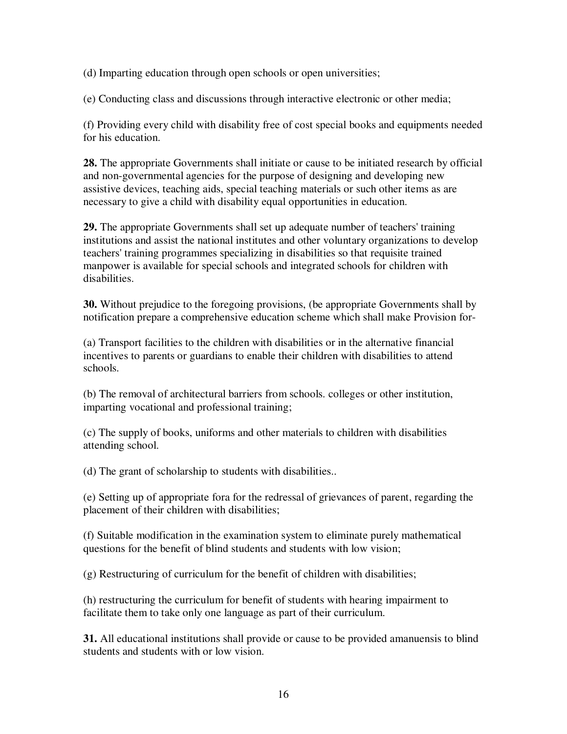(d) Imparting education through open schools or open universities;

(e) Conducting class and discussions through interactive electronic or other media;

(f) Providing every child with disability free of cost special books and equipments needed for his education.

**28.** The appropriate Governments shall initiate or cause to be initiated research by official and non-governmental agencies for the purpose of designing and developing new assistive devices, teaching aids, special teaching materials or such other items as are necessary to give a child with disability equal opportunities in education.

**29.** The appropriate Governments shall set up adequate number of teachers' training institutions and assist the national institutes and other voluntary organizations to develop teachers' training programmes specializing in disabilities so that requisite trained manpower is available for special schools and integrated schools for children with disabilities.

**30.** Without prejudice to the foregoing provisions, (be appropriate Governments shall by notification prepare a comprehensive education scheme which shall make Provision for-

(a) Transport facilities to the children with disabilities or in the alternative financial incentives to parents or guardians to enable their children with disabilities to attend schools.

(b) The removal of architectural barriers from schools. colleges or other institution, imparting vocational and professional training;

(c) The supply of books, uniforms and other materials to children with disabilities attending school.

(d) The grant of scholarship to students with disabilities..

(e) Setting up of appropriate fora for the redressal of grievances of parent, regarding the placement of their children with disabilities;

(f) Suitable modification in the examination system to eliminate purely mathematical questions for the benefit of blind students and students with low vision;

(g) Restructuring of curriculum for the benefit of children with disabilities;

(h) restructuring the curriculum for benefit of students with hearing impairment to facilitate them to take only one language as part of their curriculum.

**31.** All educational institutions shall provide or cause to be provided amanuensis to blind students and students with or low vision.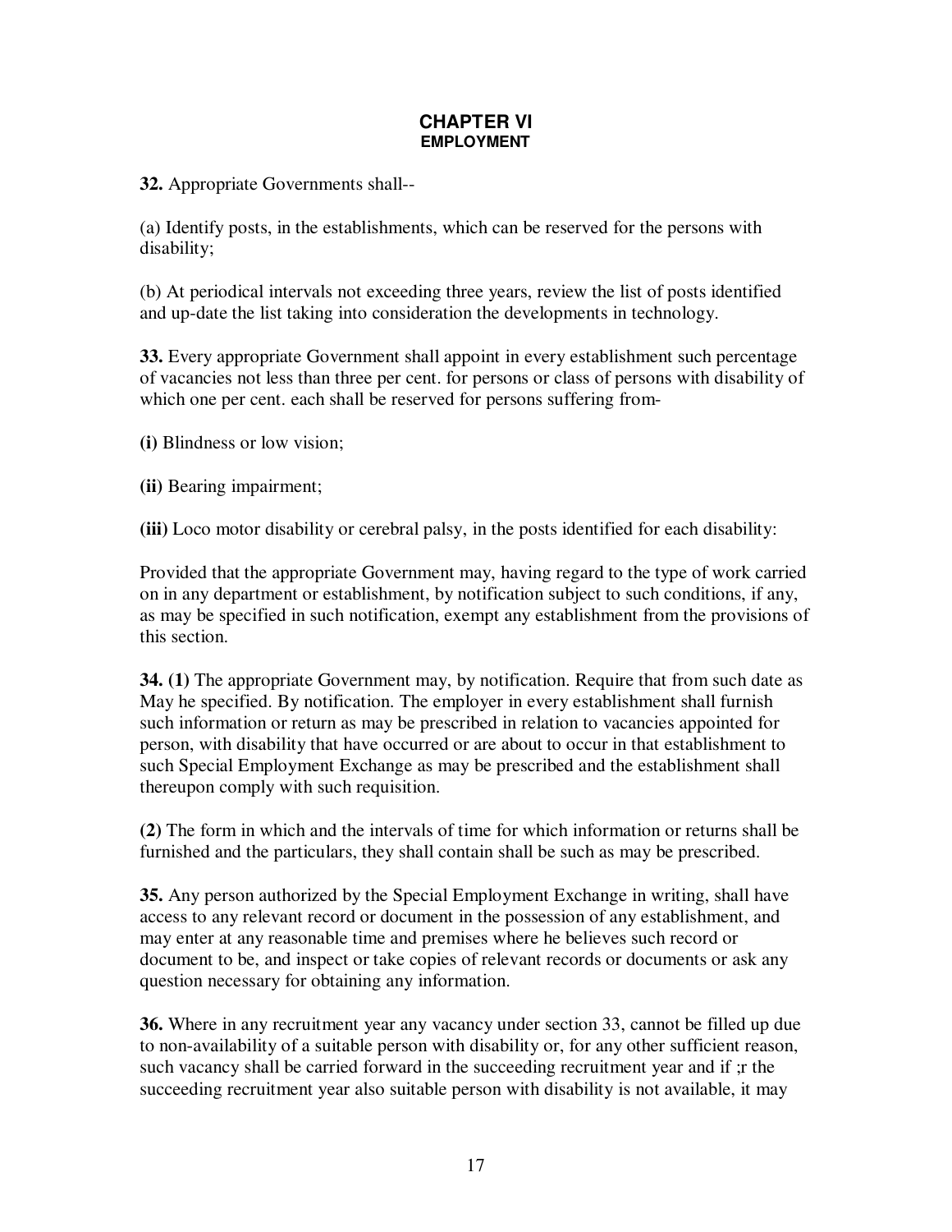# CHAPTER VI
## EMPLOYMENT

**32.** Appropriate Governments shall--

(a) Identify posts, in the establishments, which can be reserved for the persons with disability;

(b) At periodical intervals not exceeding three years, review the list of posts identified and up-date the list taking into consideration the developments in technology.

**33.** Every appropriate Government shall appoint in every establishment such percentage of vacancies not less than three per cent. for persons or class of persons with disability of which one per cent. each shall be reserved for persons suffering from-

**(i)** Blindness or low vision;

**(ii)** Bearing impairment;

**(iii)** Loco motor disability or cerebral palsy, in the posts identified for each disability:

Provided that the appropriate Government may, having regard to the type of work carried on in any department or establishment, by notification subject to such conditions, if any, as may be specified in such notification, exempt any establishment from the provisions of this section.

**34. (1)** The appropriate Government may, by notification. Require that from such date as May he specified. By notification. The employer in every establishment shall furnish such information or return as may be prescribed in relation to vacancies appointed for person, with disability that have occurred or are about to occur in that establishment to such Special Employment Exchange as may be prescribed and the establishment shall thereupon comply with such requisition.

**(2)** The form in which and the intervals of time for which information or returns shall be furnished and the particulars, they shall contain shall be such as may be prescribed.

**35.** Any person authorized by the Special Employment Exchange in writing, shall have access to any relevant record or document in the possession of any establishment, and may enter at any reasonable time and premises where he believes such record or document to be, and inspect or take copies of relevant records or documents or ask any question necessary for obtaining any information.

**36.** Where in any recruitment year any vacancy under section 33, cannot be filled up due to non-availability of a suitable person with disability or, for any other sufficient reason, such vacancy shall be carried forward in the succeeding recruitment year and if ;r the succeeding recruitment year also suitable person with disability is not available, it may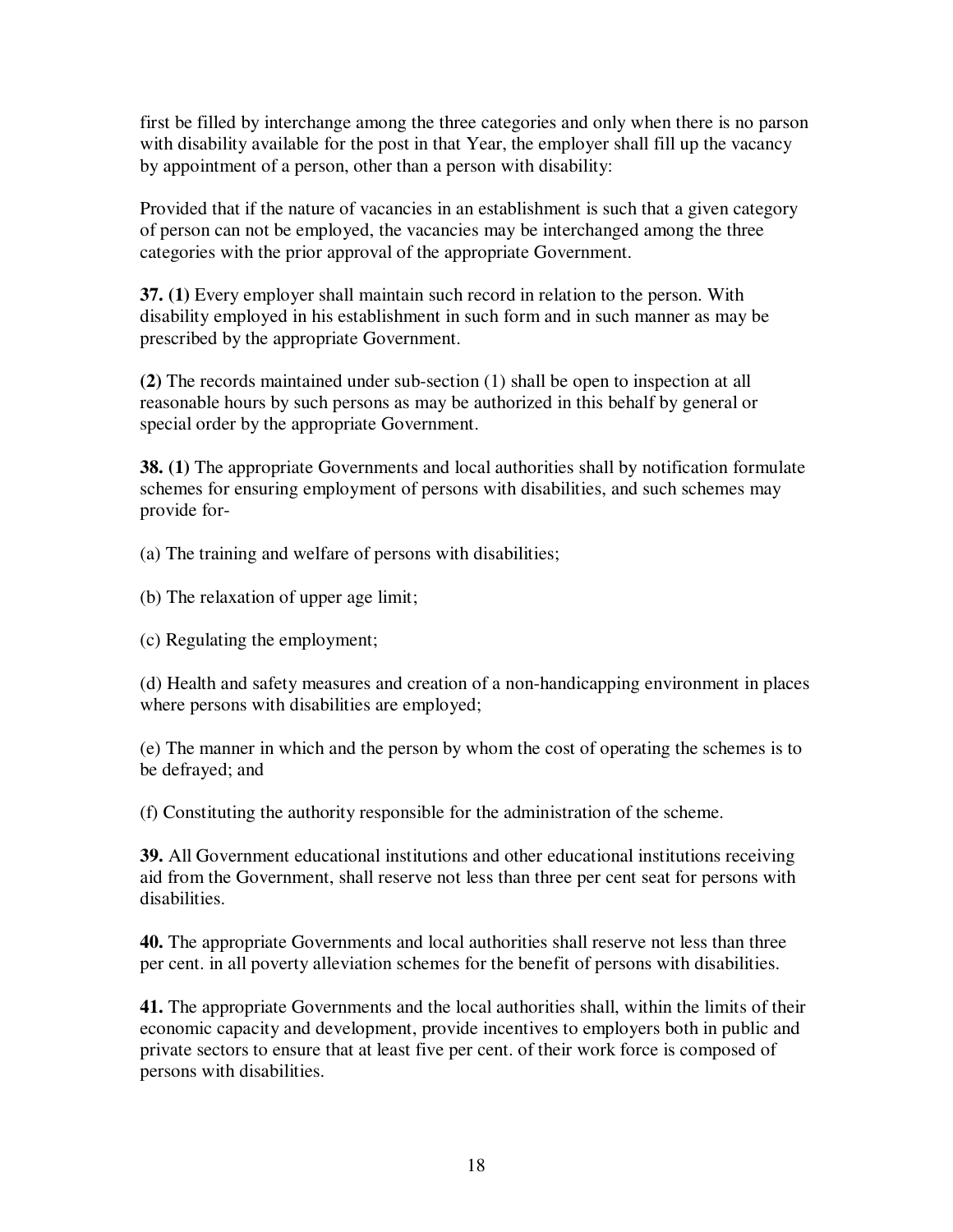first be filled by interchange among the three categories and only when there is no parson with disability available for the post in that Year, the employer shall fill up the vacancy by appointment of a person, other than a person with disability:

Provided that if the nature of vacancies in an establishment is such that a given category of person can not be employed, the vacancies may be interchanged among the three categories with the prior approval of the appropriate Government.

**37. (1)** Every employer shall maintain such record in relation to the person. With disability employed in his establishment in such form and in such manner as may be prescribed by the appropriate Government.

**(2)** The records maintained under sub-section (1) shall be open to inspection at all reasonable hours by such persons as may be authorized in this behalf by general or special order by the appropriate Government.

**38. (1)** The appropriate Governments and local authorities shall by notification formulate schemes for ensuring employment of persons with disabilities, and such schemes may provide for-

(a) The training and welfare of persons with disabilities;

(b) The relaxation of upper age limit;

(c) Regulating the employment;

(d) Health and safety measures and creation of a non-handicapping environment in places where persons with disabilities are employed;

(e) The manner in which and the person by whom the cost of operating the schemes is to be defrayed; and

(f) Constituting the authority responsible for the administration of the scheme.

**39.** All Government educational institutions and other educational institutions receiving aid from the Government, shall reserve not less than three per cent seat for persons with disabilities.

**40.** The appropriate Governments and local authorities shall reserve not less than three per cent. in all poverty alleviation schemes for the benefit of persons with disabilities.

**41.** The appropriate Governments and the local authorities shall, within the limits of their economic capacity and development, provide incentives to employers both in public and private sectors to ensure that at least five per cent. of their work force is composed of persons with disabilities.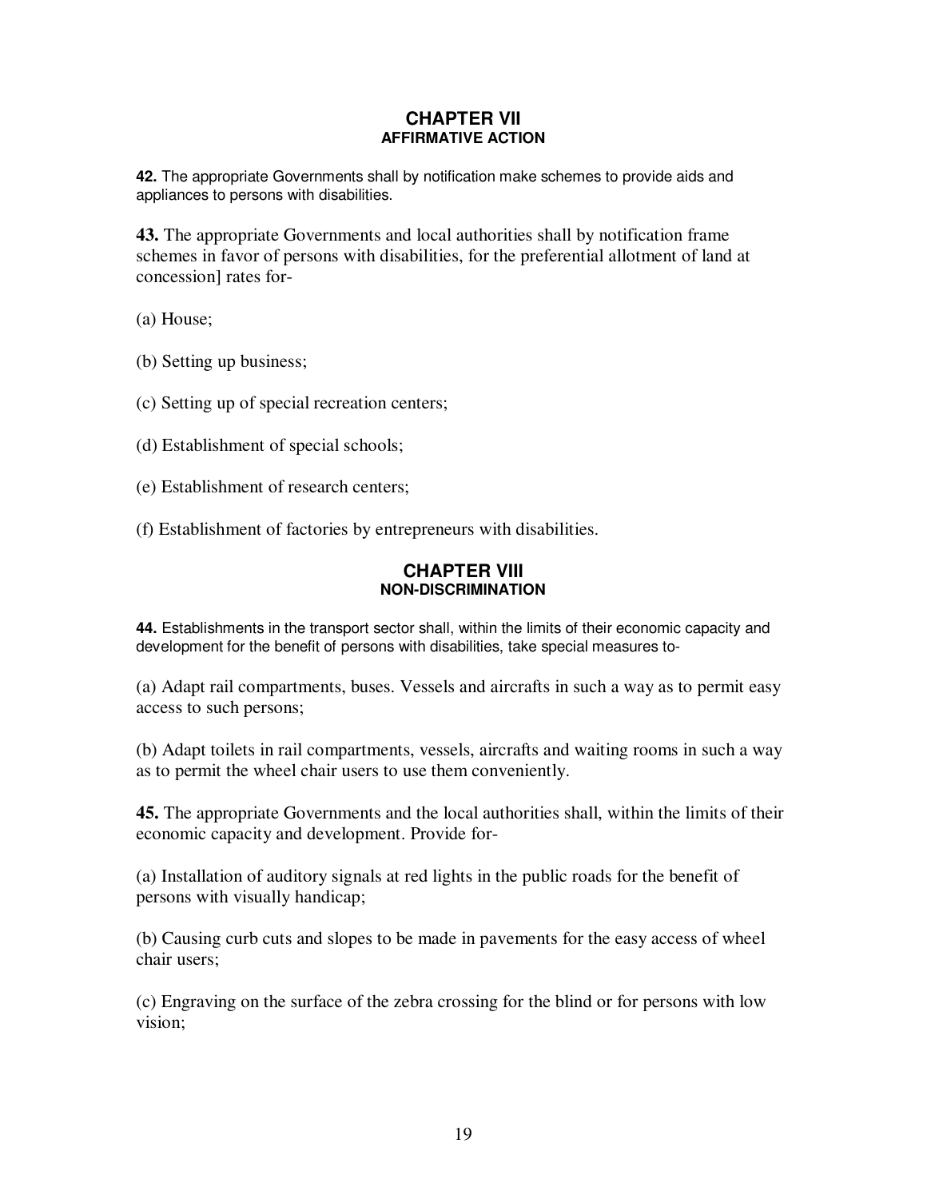## CHAPTER VII
### AFFIRMATIVE ACTION

**42.** The appropriate Governments shall by notification make schemes to provide aids and appliances to persons with disabilities.

**43.** The appropriate Governments and local authorities shall by notification frame schemes in favor of persons with disabilities, for the preferential allotment of land at concession] rates for-

(a) House;

(b) Setting up business;

(c) Setting up of special recreation centers;

(d) Establishment of special schools;

(e) Establishment of research centers;

(f) Establishment of factories by entrepreneurs with disabilities.

## CHAPTER VIII
### NON-DISCRIMINATION

**44.** Establishments in the transport sector shall, within the limits of their economic capacity and development for the benefit of persons with disabilities, take special measures to-

(a) Adapt rail compartments, buses. Vessels and aircrafts in such a way as to permit easy access to such persons;

(b) Adapt toilets in rail compartments, vessels, aircrafts and waiting rooms in such a way as to permit the wheel chair users to use them conveniently.

**45.** The appropriate Governments and the local authorities shall, within the limits of their economic capacity and development. Provide for-

(a) Installation of auditory signals at red lights in the public roads for the benefit of persons with visually handicap;

(b) Causing curb cuts and slopes to be made in pavements for the easy access of wheel chair users;

(c) Engraving on the surface of the zebra crossing for the blind or for persons with low vision;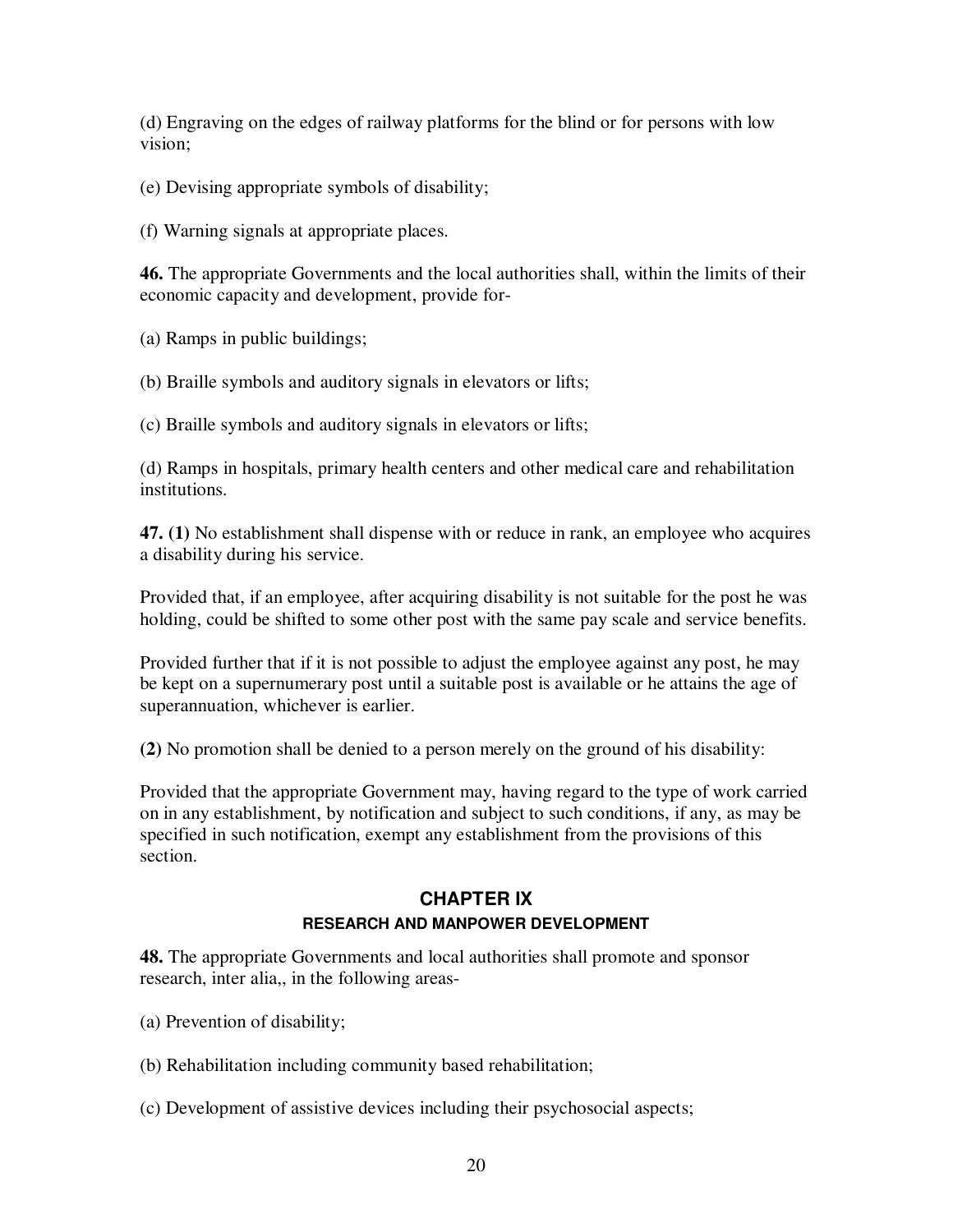(d) Engraving on the edges of railway platforms for the blind or for persons with low vision;

(e) Devising appropriate symbols of disability;

(f) Warning signals at appropriate places.

**46.** The appropriate Governments and the local authorities shall, within the limits of their economic capacity and development, provide for-

(a) Ramps in public buildings;

(b) Braille symbols and auditory signals in elevators or lifts;

(c) Braille symbols and auditory signals in elevators or lifts;

(d) Ramps in hospitals, primary health centers and other medical care and rehabilitation institutions.

**47. (1)** No establishment shall dispense with or reduce in rank, an employee who acquires a disability during his service.

Provided that, if an employee, after acquiring disability is not suitable for the post he was holding, could be shifted to some other post with the same pay scale and service benefits.

Provided further that if it is not possible to adjust the employee against any post, he may be kept on a supernumerary post until a suitable post is available or he attains the age of superannuation, whichever is earlier.

**(2)** No promotion shall be denied to a person merely on the ground of his disability:

Provided that the appropriate Government may, having regard to the type of work carried on in any establishment, by notification and subject to such conditions, if any, as may be specified in such notification, exempt any establishment from the provisions of this section.

## CHAPTER IX

### RESEARCH AND MANPOWER DEVELOPMENT

**48.** The appropriate Governments and local authorities shall promote and sponsor research, inter alia,, in the following areas-

(a) Prevention of disability;

(b) Rehabilitation including community based rehabilitation;

(c) Development of assistive devices including their psychosocial aspects;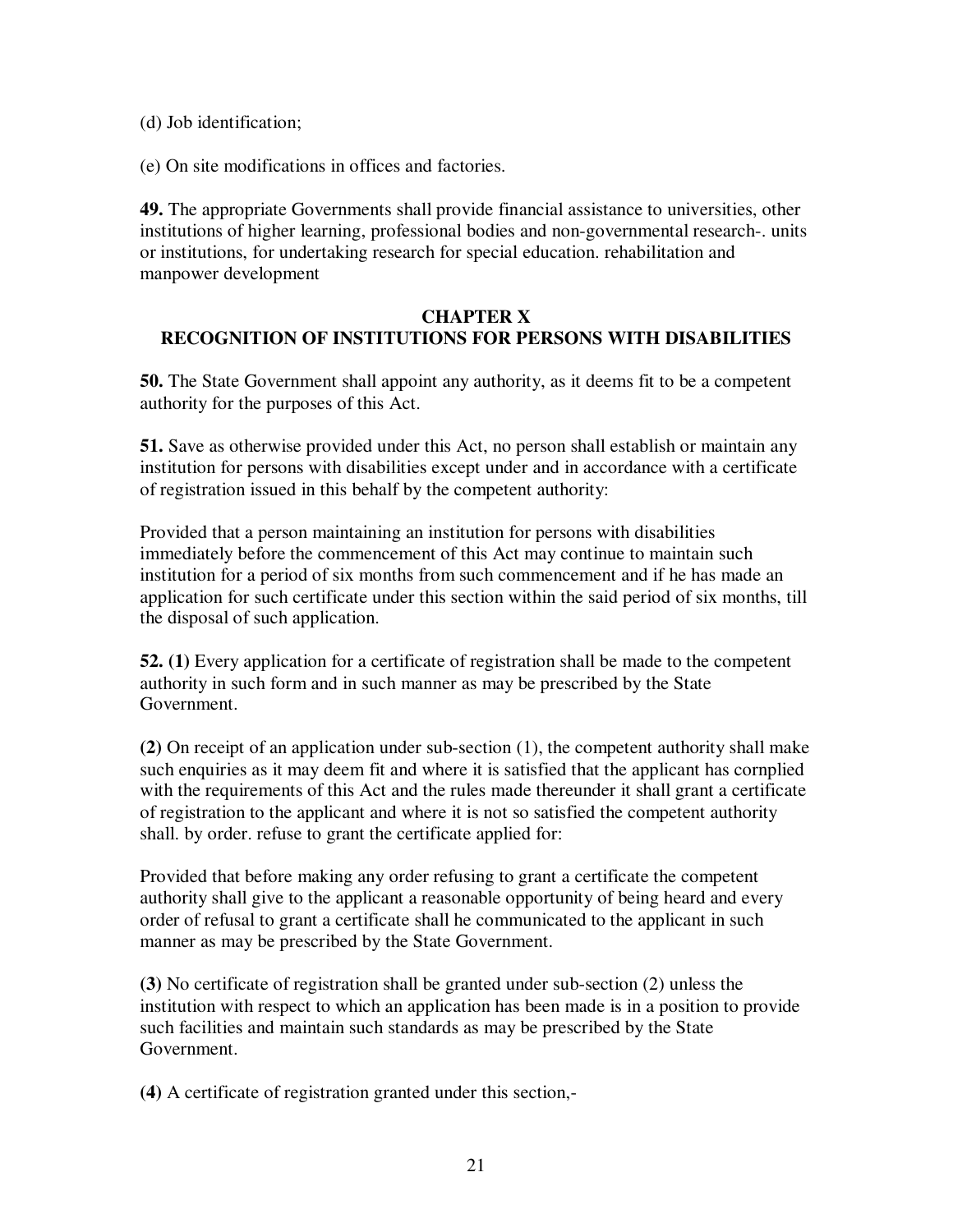(d) Job identification;

(e) On site modifications in offices and factories.

**49.** The appropriate Governments shall provide financial assistance to universities, other institutions of higher learning, professional bodies and non-governmental research-. units or institutions, for undertaking research for special education. rehabilitation and manpower development

## CHAPTER X
## RECOGNITION OF INSTITUTIONS FOR PERSONS WITH DISABILITIES

**50.** The State Government shall appoint any authority, as it deems fit to be a competent authority for the purposes of this Act.

**51.** Save as otherwise provided under this Act, no person shall establish or maintain any institution for persons with disabilities except under and in accordance with a certificate of registration issued in this behalf by the competent authority:

Provided that a person maintaining an institution for persons with disabilities immediately before the commencement of this Act may continue to maintain such institution for a period of six months from such commencement and if he has made an application for such certificate under this section within the said period of six months, till the disposal of such application.

**52. (1)** Every application for a certificate of registration shall be made to the competent authority in such form and in such manner as may be prescribed by the State Government.

**(2)** On receipt of an application under sub-section (1), the competent authority shall make such enquiries as it may deem fit and where it is satisfied that the applicant has cornplied with the requirements of this Act and the rules made thereunder it shall grant a certificate of registration to the applicant and where it is not so satisfied the competent authority shall. by order. refuse to grant the certificate applied for:

Provided that before making any order refusing to grant a certificate the competent authority shall give to the applicant a reasonable opportunity of being heard and every order of refusal to grant a certificate shall he communicated to the applicant in such manner as may be prescribed by the State Government.

**(3)** No certificate of registration shall be granted under sub-section (2) unless the institution with respect to which an application has been made is in a position to provide such facilities and maintain such standards as may be prescribed by the State Government.

**(4)** A certificate of registration granted under this section,-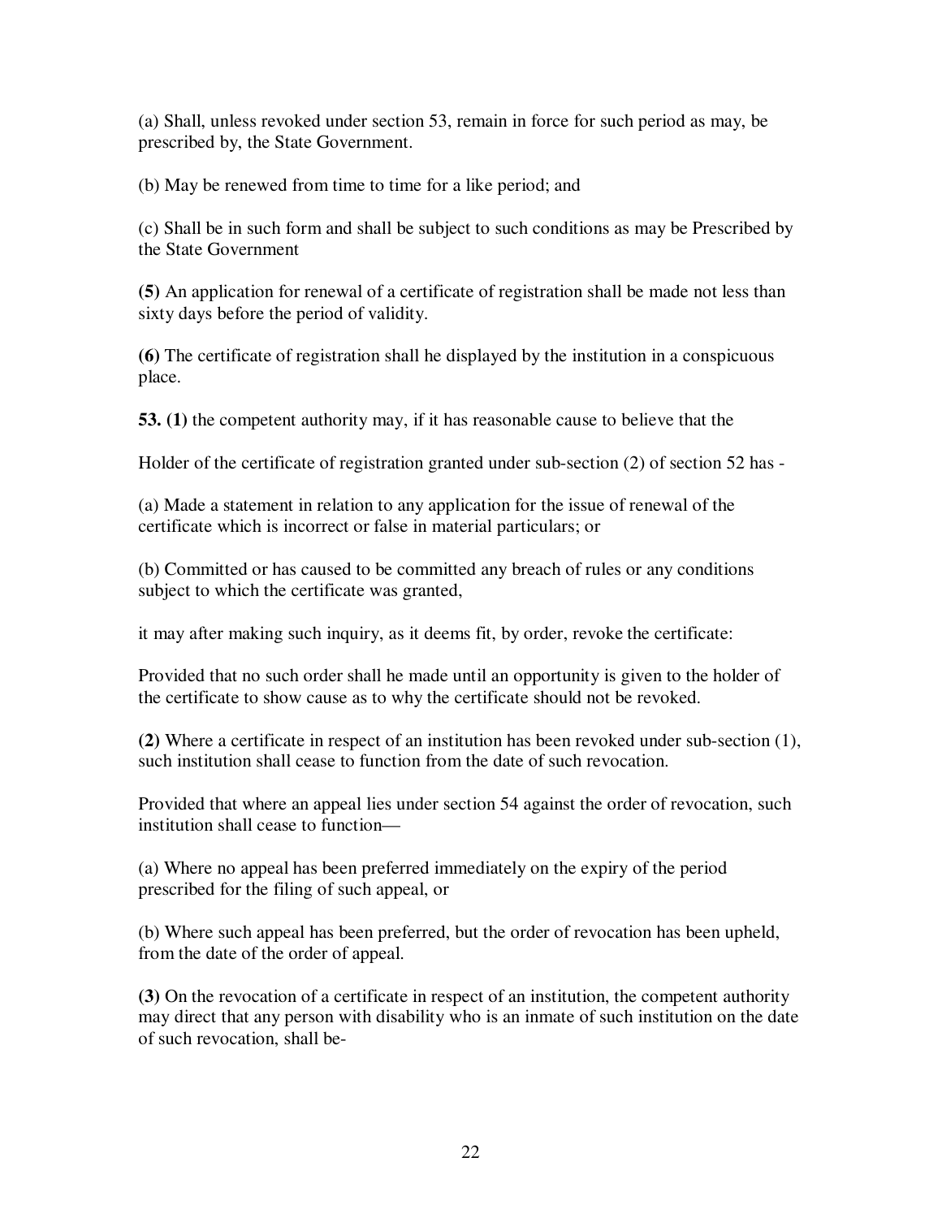(a) Shall, unless revoked under section 53, remain in force for such period as may, be prescribed by, the State Government.

(b) May be renewed from time to time for a like period; and

(c) Shall be in such form and shall be subject to such conditions as may be Prescribed by the State Government

**(5)** An application for renewal of a certificate of registration shall be made not less than sixty days before the period of validity.

**(6)** The certificate of registration shall he displayed by the institution in a conspicuous place.

**53. (1)** the competent authority may, if it has reasonable cause to believe that the

Holder of the certificate of registration granted under sub-section (2) of section 52 has -

(a) Made a statement in relation to any application for the issue of renewal of the certificate which is incorrect or false in material particulars; or

(b) Committed or has caused to be committed any breach of rules or any conditions subject to which the certificate was granted,

it may after making such inquiry, as it deems fit, by order, revoke the certificate:

Provided that no such order shall he made until an opportunity is given to the holder of the certificate to show cause as to why the certificate should not be revoked.

**(2)** Where a certificate in respect of an institution has been revoked under sub-section (1), such institution shall cease to function from the date of such revocation.

Provided that where an appeal lies under section 54 against the order of revocation, such institution shall cease to function—

(a) Where no appeal has been preferred immediately on the expiry of the period prescribed for the filing of such appeal, or

(b) Where such appeal has been preferred, but the order of revocation has been upheld, from the date of the order of appeal.

**(3)** On the revocation of a certificate in respect of an institution, the competent authority may direct that any person with disability who is an inmate of such institution on the date of such revocation, shall be-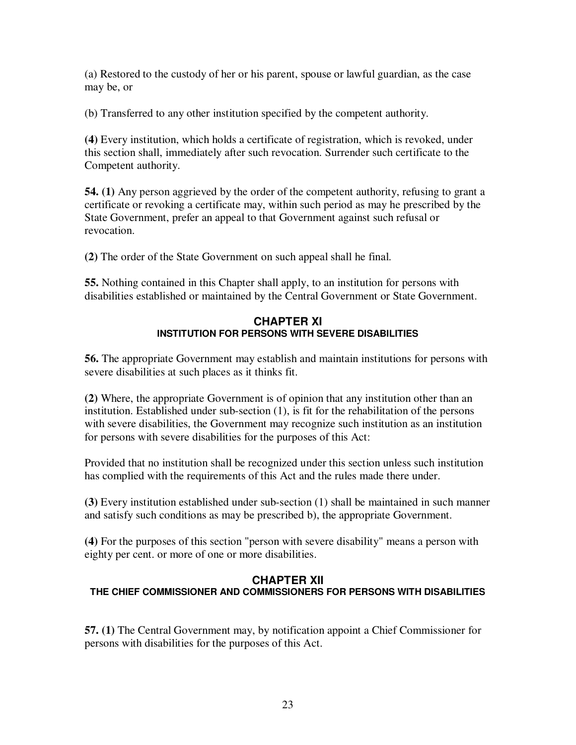(a) Restored to the custody of her or his parent, spouse or lawful guardian, as the case may be, or

(b) Transferred to any other institution specified by the competent authority.

**(4)** Every institution, which holds a certificate of registration, which is revoked, under this section shall, immediately after such revocation. Surrender such certificate to the Competent authority.

**54. (1)** Any person aggrieved by the order of the competent authority, refusing to grant a certificate or revoking a certificate may, within such period as may he prescribed by the State Government, prefer an appeal to that Government against such refusal or revocation.

**(2)** The order of the State Government on such appeal shall he final.

**55.** Nothing contained in this Chapter shall apply, to an institution for persons with disabilities established or maintained by the Central Government or State Government.

## CHAPTER XI
### INSTITUTION FOR PERSONS WITH SEVERE DISABILITIES

**56.** The appropriate Government may establish and maintain institutions for persons with severe disabilities at such places as it thinks fit.

**(2)** Where, the appropriate Government is of opinion that any institution other than an institution. Established under sub-section (1), is fit for the rehabilitation of the persons with severe disabilities, the Government may recognize such institution as an institution for persons with severe disabilities for the purposes of this Act:

Provided that no institution shall be recognized under this section unless such institution has complied with the requirements of this Act and the rules made there under.

**(3)** Every institution established under sub-section (1) shall be maintained in such manner and satisfy such conditions as may be prescribed b), the appropriate Government.

**(4)** For the purposes of this section "person with severe disability" means a person with eighty per cent. or more of one or more disabilities.

## CHAPTER XII
### THE CHIEF COMMISSIONER AND COMMISSIONERS FOR PERSONS WITH DISABILITIES

**57. (1)** The Central Government may, by notification appoint a Chief Commissioner for persons with disabilities for the purposes of this Act.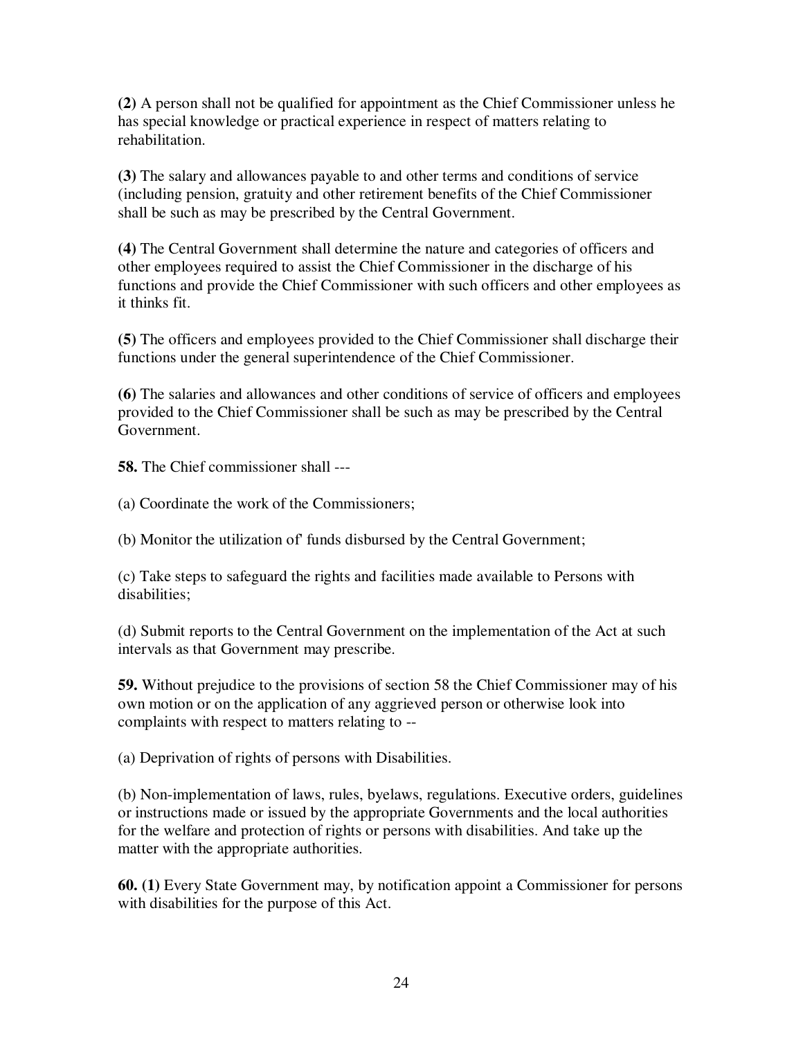**(2)** A person shall not be qualified for appointment as the Chief Commissioner unless he has special knowledge or practical experience in respect of matters relating to rehabilitation.

**(3)** The salary and allowances payable to and other terms and conditions of service (including pension, gratuity and other retirement benefits of the Chief Commissioner shall be such as may be prescribed by the Central Government.

**(4)** The Central Government shall determine the nature and categories of officers and other employees required to assist the Chief Commissioner in the discharge of his functions and provide the Chief Commissioner with such officers and other employees as it thinks fit.

**(5)** The officers and employees provided to the Chief Commissioner shall discharge their functions under the general superintendence of the Chief Commissioner.

**(6)** The salaries and allowances and other conditions of service of officers and employees provided to the Chief Commissioner shall be such as may be prescribed by the Central Government.

**58.** The Chief commissioner shall ---

(a) Coordinate the work of the Commissioners;

(b) Monitor the utilization of' funds disbursed by the Central Government;

(c) Take steps to safeguard the rights and facilities made available to Persons with disabilities;

(d) Submit reports to the Central Government on the implementation of the Act at such intervals as that Government may prescribe.

**59.** Without prejudice to the provisions of section 58 the Chief Commissioner may of his own motion or on the application of any aggrieved person or otherwise look into complaints with respect to matters relating to --

(a) Deprivation of rights of persons with Disabilities.

(b) Non-implementation of laws, rules, byelaws, regulations. Executive orders, guidelines or instructions made or issued by the appropriate Governments and the local authorities for the welfare and protection of rights or persons with disabilities. And take up the matter with the appropriate authorities.

**60. (1)** Every State Government may, by notification appoint a Commissioner for persons with disabilities for the purpose of this Act.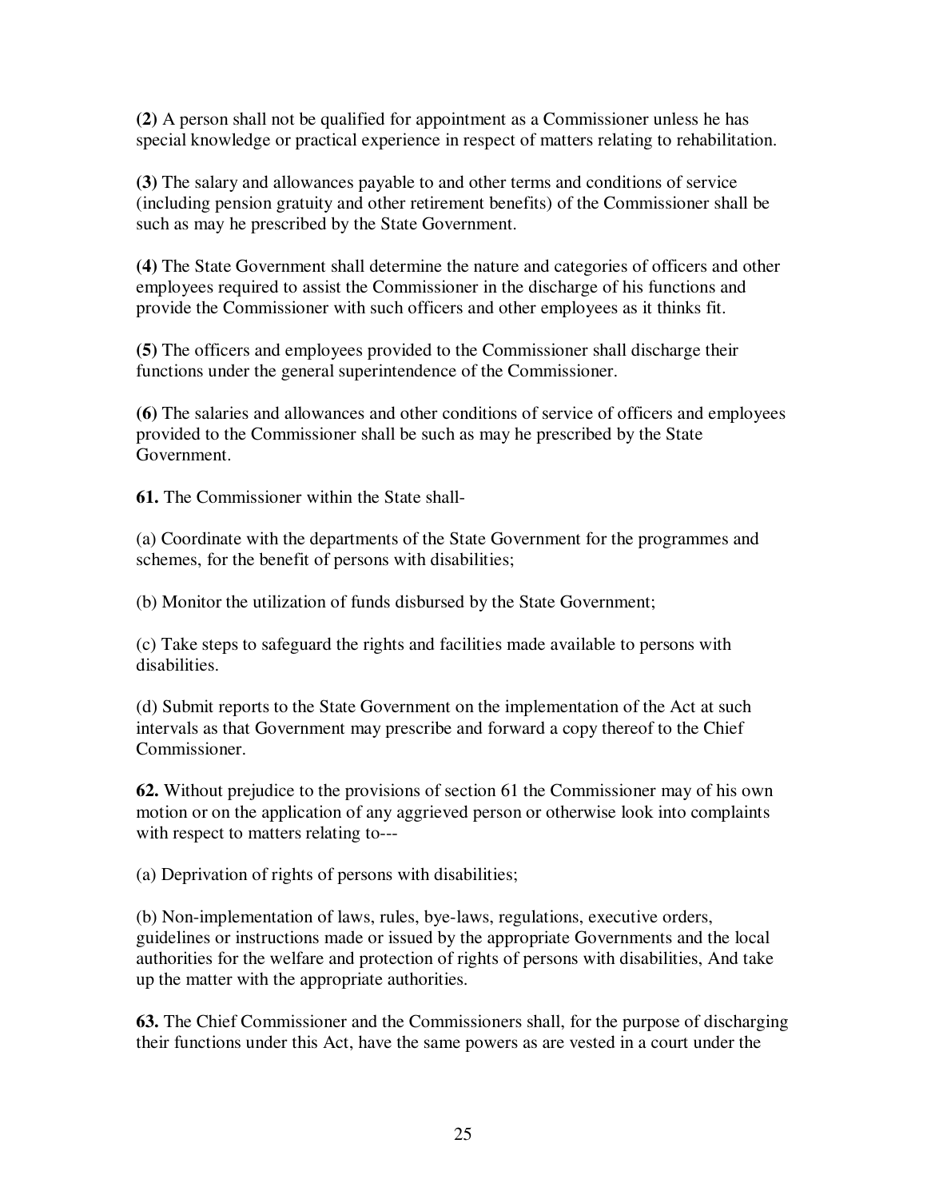**(2)** A person shall not be qualified for appointment as a Commissioner unless he has special knowledge or practical experience in respect of matters relating to rehabilitation.

**(3)** The salary and allowances payable to and other terms and conditions of service (including pension gratuity and other retirement benefits) of the Commissioner shall be such as may he prescribed by the State Government.

**(4)** The State Government shall determine the nature and categories of officers and other employees required to assist the Commissioner in the discharge of his functions and provide the Commissioner with such officers and other employees as it thinks fit.

**(5)** The officers and employees provided to the Commissioner shall discharge their functions under the general superintendence of the Commissioner.

**(6)** The salaries and allowances and other conditions of service of officers and employees provided to the Commissioner shall be such as may he prescribed by the State Government.

**61.** The Commissioner within the State shall-

(a) Coordinate with the departments of the State Government for the programmes and schemes, for the benefit of persons with disabilities;

(b) Monitor the utilization of funds disbursed by the State Government;

(c) Take steps to safeguard the rights and facilities made available to persons with disabilities.

(d) Submit reports to the State Government on the implementation of the Act at such intervals as that Government may prescribe and forward a copy thereof to the Chief Commissioner.

**62.** Without prejudice to the provisions of section 61 the Commissioner may of his own motion or on the application of any aggrieved person or otherwise look into complaints with respect to matters relating to---

(a) Deprivation of rights of persons with disabilities;

(b) Non-implementation of laws, rules, bye-laws, regulations, executive orders, guidelines or instructions made or issued by the appropriate Governments and the local authorities for the welfare and protection of rights of persons with disabilities, And take up the matter with the appropriate authorities.

**63.** The Chief Commissioner and the Commissioners shall, for the purpose of discharging their functions under this Act, have the same powers as are vested in a court under the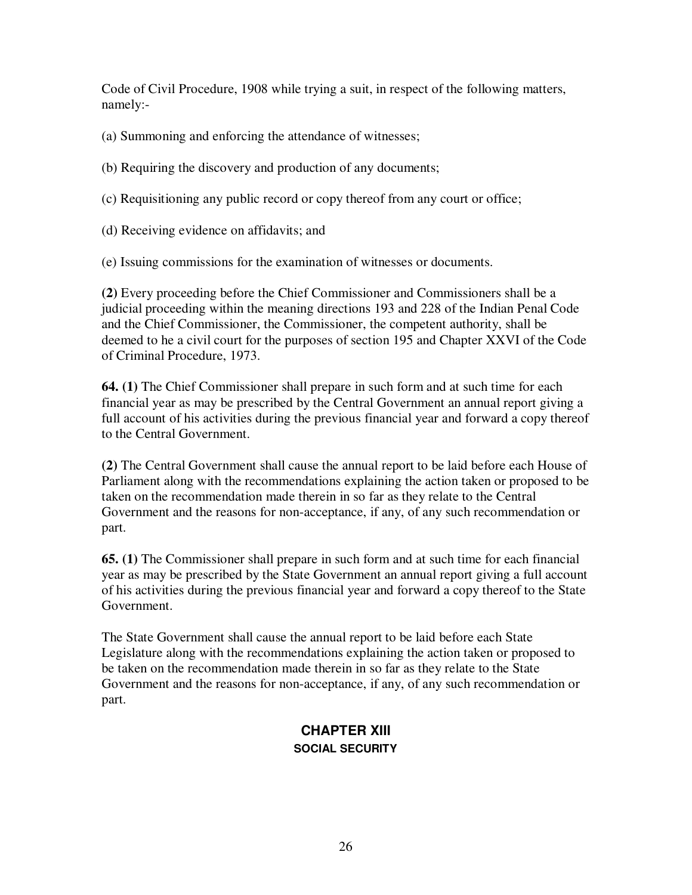Code of Civil Procedure, 1908 while trying a suit, in respect of the following matters, namely:-

(a) Summoning and enforcing the attendance of witnesses;

(b) Requiring the discovery and production of any documents;

(c) Requisitioning any public record or copy thereof from any court or office;

(d) Receiving evidence on affidavits; and

(e) Issuing commissions for the examination of witnesses or documents.

**(2)** Every proceeding before the Chief Commissioner and Commissioners shall be a judicial proceeding within the meaning directions 193 and 228 of the Indian Penal Code and the Chief Commissioner, the Commissioner, the competent authority, shall be deemed to he a civil court for the purposes of section 195 and Chapter XXVI of the Code of Criminal Procedure, 1973.

**64. (1)** The Chief Commissioner shall prepare in such form and at such time for each financial year as may be prescribed by the Central Government an annual report giving a full account of his activities during the previous financial year and forward a copy thereof to the Central Government.

**(2)** The Central Government shall cause the annual report to be laid before each House of Parliament along with the recommendations explaining the action taken or proposed to be taken on the recommendation made therein in so far as they relate to the Central Government and the reasons for non-acceptance, if any, of any such recommendation or part.

**65. (1)** The Commissioner shall prepare in such form and at such time for each financial year as may be prescribed by the State Government an annual report giving a full account of his activities during the previous financial year and forward a copy thereof to the State Government.

The State Government shall cause the annual report to be laid before each State Legislature along with the recommendations explaining the action taken or proposed to be taken on the recommendation made therein in so far as they relate to the State Government and the reasons for non-acceptance, if any, of any such recommendation or part.

## CHAPTER XIII

### SOCIAL SECURITY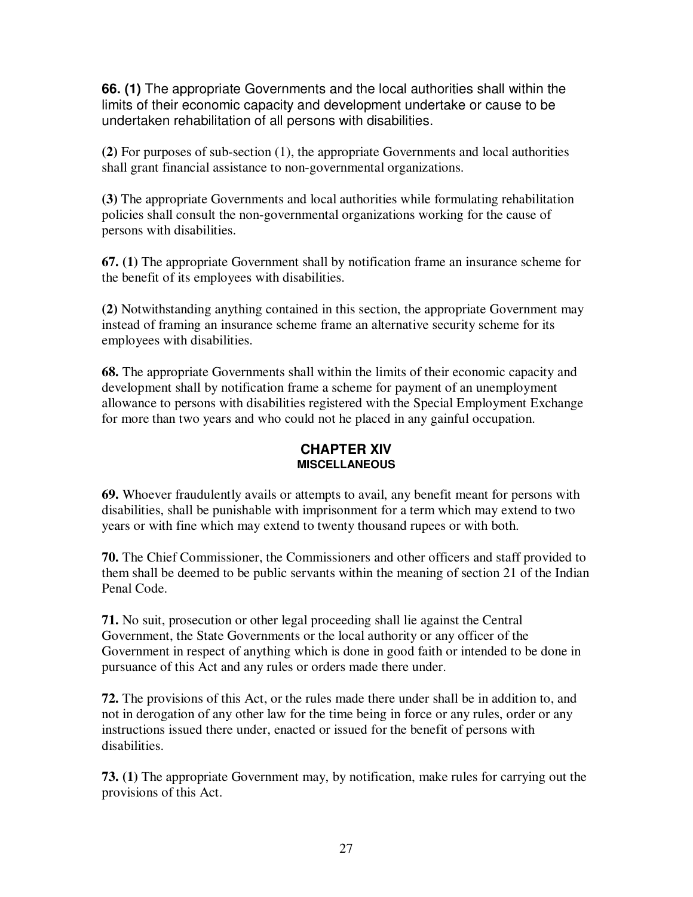**66. (1)** The appropriate Governments and the local authorities shall within the limits of their economic capacity and development undertake or cause to be undertaken rehabilitation of all persons with disabilities.

**(2)** For purposes of sub-section (1), the appropriate Governments and local authorities shall grant financial assistance to non-governmental organizations.

**(3)** The appropriate Governments and local authorities while formulating rehabilitation policies shall consult the non-governmental organizations working for the cause of persons with disabilities.

**67. (1)** The appropriate Government shall by notification frame an insurance scheme for the benefit of its employees with disabilities.

**(2)** Notwithstanding anything contained in this section, the appropriate Government may instead of framing an insurance scheme frame an alternative security scheme for its employees with disabilities.

**68.** The appropriate Governments shall within the limits of their economic capacity and development shall by notification frame a scheme for payment of an unemployment allowance to persons with disabilities registered with the Special Employment Exchange for more than two years and who could not he placed in any gainful occupation.

## CHAPTER XIV
### MISCELLANEOUS

**69.** Whoever fraudulently avails or attempts to avail, any benefit meant for persons with disabilities, shall be punishable with imprisonment for a term which may extend to two years or with fine which may extend to twenty thousand rupees or with both.

**70.** The Chief Commissioner, the Commissioners and other officers and staff provided to them shall be deemed to be public servants within the meaning of section 21 of the Indian Penal Code.

**71.** No suit, prosecution or other legal proceeding shall lie against the Central Government, the State Governments or the local authority or any officer of the Government in respect of anything which is done in good faith or intended to be done in pursuance of this Act and any rules or orders made there under.

**72.** The provisions of this Act, or the rules made there under shall be in addition to, and not in derogation of any other law for the time being in force or any rules, order or any instructions issued there under, enacted or issued for the benefit of persons with disabilities.

**73. (1)** The appropriate Government may, by notification, make rules for carrying out the provisions of this Act.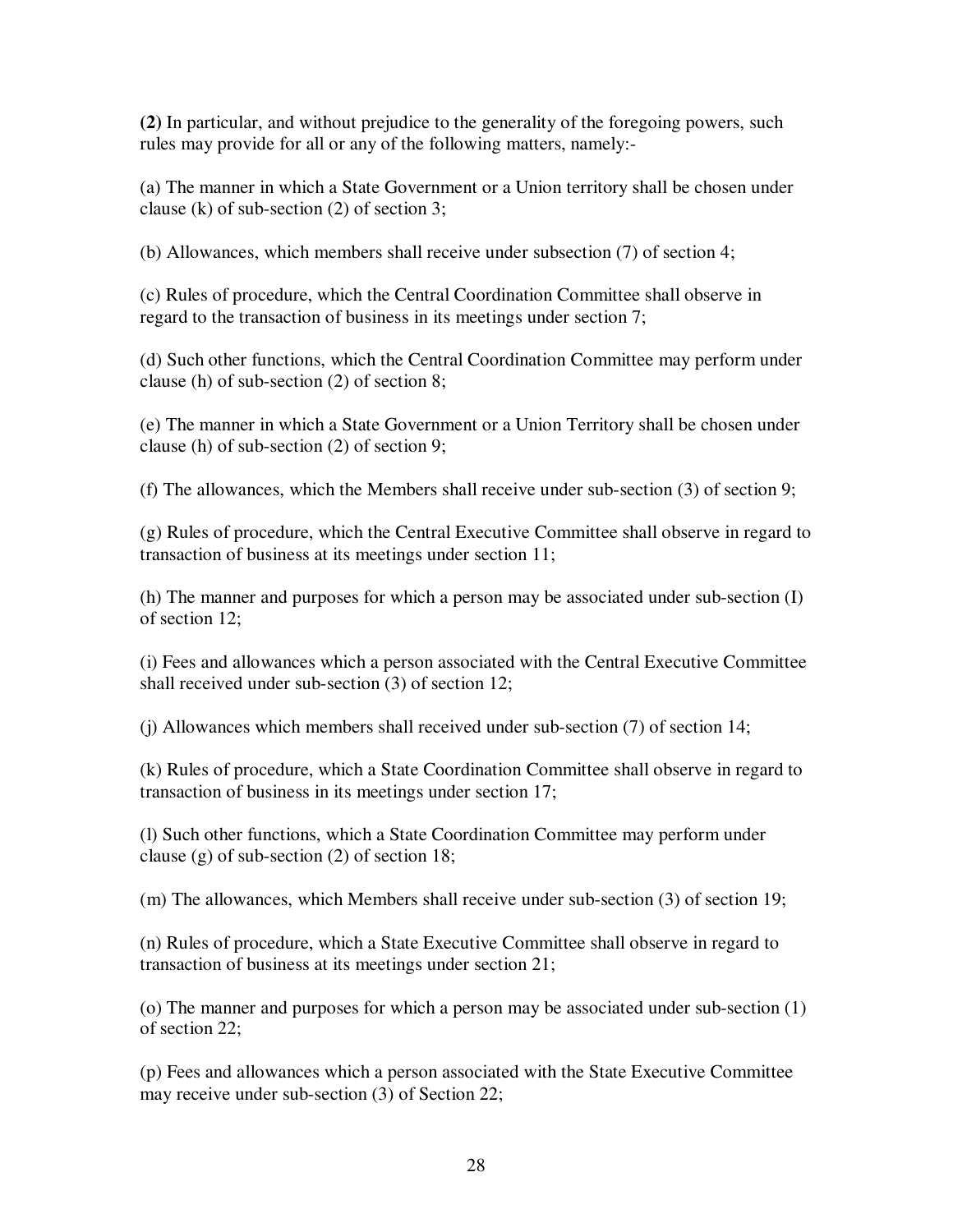**(2)** In particular, and without prejudice to the generality of the foregoing powers, such rules may provide for all or any of the following matters, namely:-

(a) The manner in which a State Government or a Union territory shall be chosen under clause (k) of sub-section (2) of section 3;

(b) Allowances, which members shall receive under subsection (7) of section 4;

(c) Rules of procedure, which the Central Coordination Committee shall observe in regard to the transaction of business in its meetings under section 7;

(d) Such other functions, which the Central Coordination Committee may perform under clause (h) of sub-section (2) of section 8;

(e) The manner in which a State Government or a Union Territory shall be chosen under clause (h) of sub-section (2) of section 9;

(f) The allowances, which the Members shall receive under sub-section (3) of section 9;

(g) Rules of procedure, which the Central Executive Committee shall observe in regard to transaction of business at its meetings under section 11;

(h) The manner and purposes for which a person may be associated under sub-section (I) of section 12;

(i) Fees and allowances which a person associated with the Central Executive Committee shall received under sub-section (3) of section 12;

(j) Allowances which members shall received under sub-section (7) of section 14;

(k) Rules of procedure, which a State Coordination Committee shall observe in regard to transaction of business in its meetings under section 17;

(l) Such other functions, which a State Coordination Committee may perform under clause (g) of sub-section (2) of section 18;

(m) The allowances, which Members shall receive under sub-section (3) of section 19;

(n) Rules of procedure, which a State Executive Committee shall observe in regard to transaction of business at its meetings under section 21;

(o) The manner and purposes for which a person may be associated under sub-section (1) of section 22;

(p) Fees and allowances which a person associated with the State Executive Committee may receive under sub-section (3) of Section 22;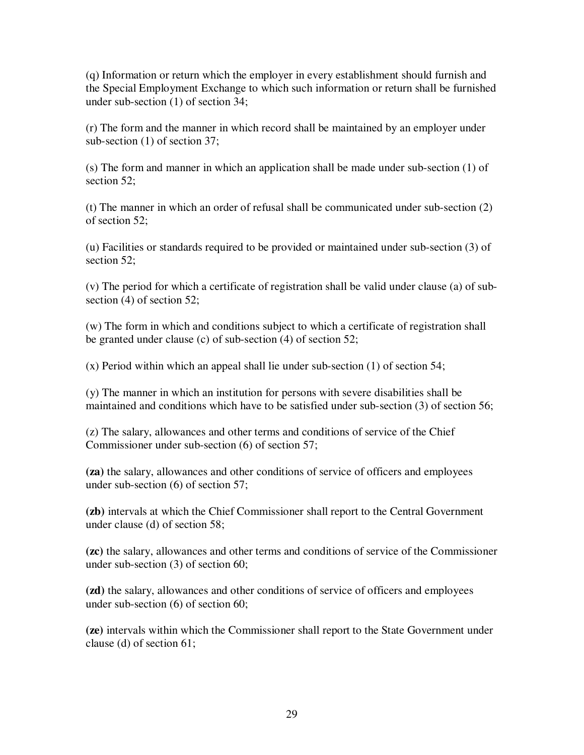(q) Information or return which the employer in every establishment should furnish and the Special Employment Exchange to which such information or return shall be furnished under sub-section (1) of section 34;

(r) The form and the manner in which record shall be maintained by an employer under sub-section (1) of section 37;

(s) The form and manner in which an application shall be made under sub-section (1) of section 52;

(t) The manner in which an order of refusal shall be communicated under sub-section (2) of section 52;

(u) Facilities or standards required to be provided or maintained under sub-section (3) of section 52;

(v) The period for which a certificate of registration shall be valid under clause (a) of sub-section (4) of section 52;

(w) The form in which and conditions subject to which a certificate of registration shall be granted under clause (c) of sub-section (4) of section 52;

(x) Period within which an appeal shall lie under sub-section (1) of section 54;

(y) The manner in which an institution for persons with severe disabilities shall be maintained and conditions which have to be satisfied under sub-section (3) of section 56;

(z) The salary, allowances and other terms and conditions of service of the Chief Commissioner under sub-section (6) of section 57;

**(za)** the salary, allowances and other conditions of service of officers and employees under sub-section (6) of section 57;

**(zb)** intervals at which the Chief Commissioner shall report to the Central Government under clause (d) of section 58;

**(zc)** the salary, allowances and other terms and conditions of service of the Commissioner under sub-section (3) of section 60;

**(zd)** the salary, allowances and other conditions of service of officers and employees under sub-section (6) of section 60;

**(ze)** intervals within which the Commissioner shall report to the State Government under clause (d) of section 61;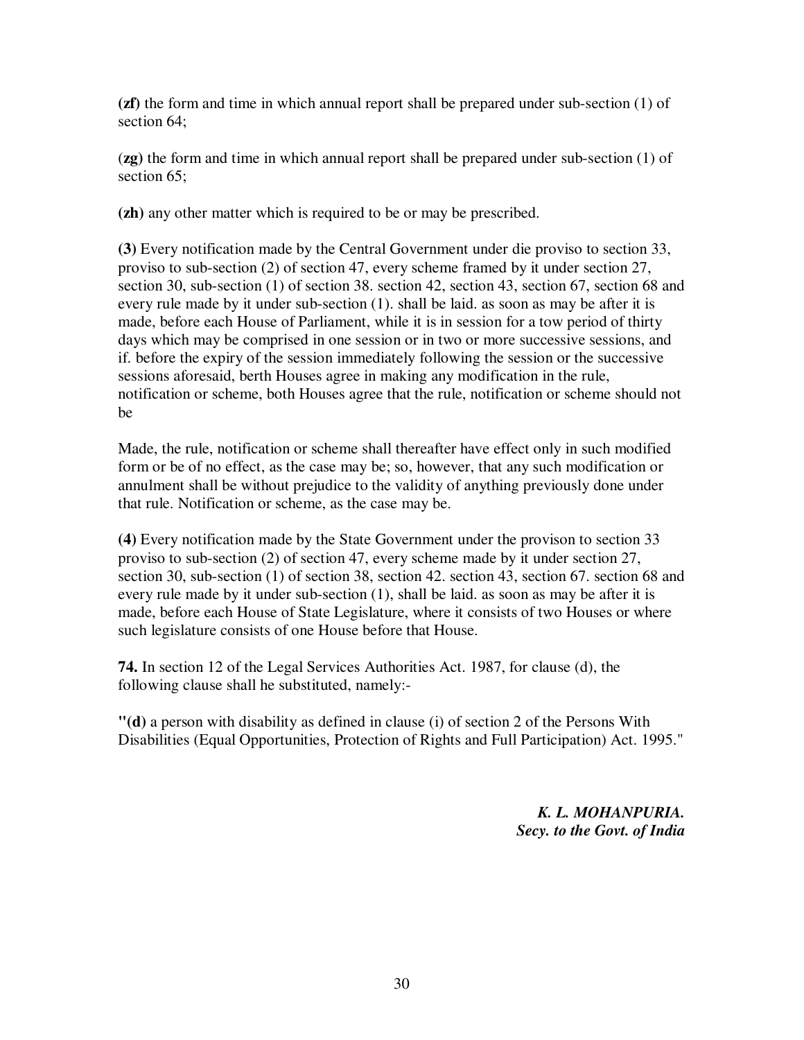**(zf)** the form and time in which annual report shall be prepared under sub-section (1) of section 64;

(**zg)** the form and time in which annual report shall be prepared under sub-section (1) of section 65;

**(zh)** any other matter which is required to be or may be prescribed.

**(3)** Every notification made by the Central Government under die proviso to section 33, proviso to sub-section (2) of section 47, every scheme framed by it under section 27, section 30, sub-section (1) of section 38. section 42, section 43, section 67, section 68 and every rule made by it under sub-section (1). shall be laid. as soon as may be after it is made, before each House of Parliament, while it is in session for a tow period of thirty days which may be comprised in one session or in two or more successive sessions, and if. before the expiry of the session immediately following the session or the successive sessions aforesaid, berth Houses agree in making any modification in the rule, notification or scheme, both Houses agree that the rule, notification or scheme should not be

Made, the rule, notification or scheme shall thereafter have effect only in such modified form or be of no effect, as the case may be; so, however, that any such modification or annulment shall be without prejudice to the validity of anything previously done under that rule. Notification or scheme, as the case may be.

**(4)** Every notification made by the State Government under the provison to section 33 proviso to sub-section (2) of section 47, every scheme made by it under section 27, section 30, sub-section (1) of section 38, section 42. section 43, section 67. section 68 and every rule made by it under sub-section (1), shall be laid. as soon as may be after it is made, before each House of State Legislature, where it consists of two Houses or where such legislature consists of one House before that House.

**74.** In section 12 of the Legal Services Authorities Act. 1987, for clause (d), the following clause shall he substituted, namely:-

**"(d)** a person with disability as defined in clause (i) of section 2 of the Persons With Disabilities (Equal Opportunities, Protection of Rights and Full Participation) Act. 1995."

***K. L. MOHANPURIA.***
***Secy. to the Govt. of India***